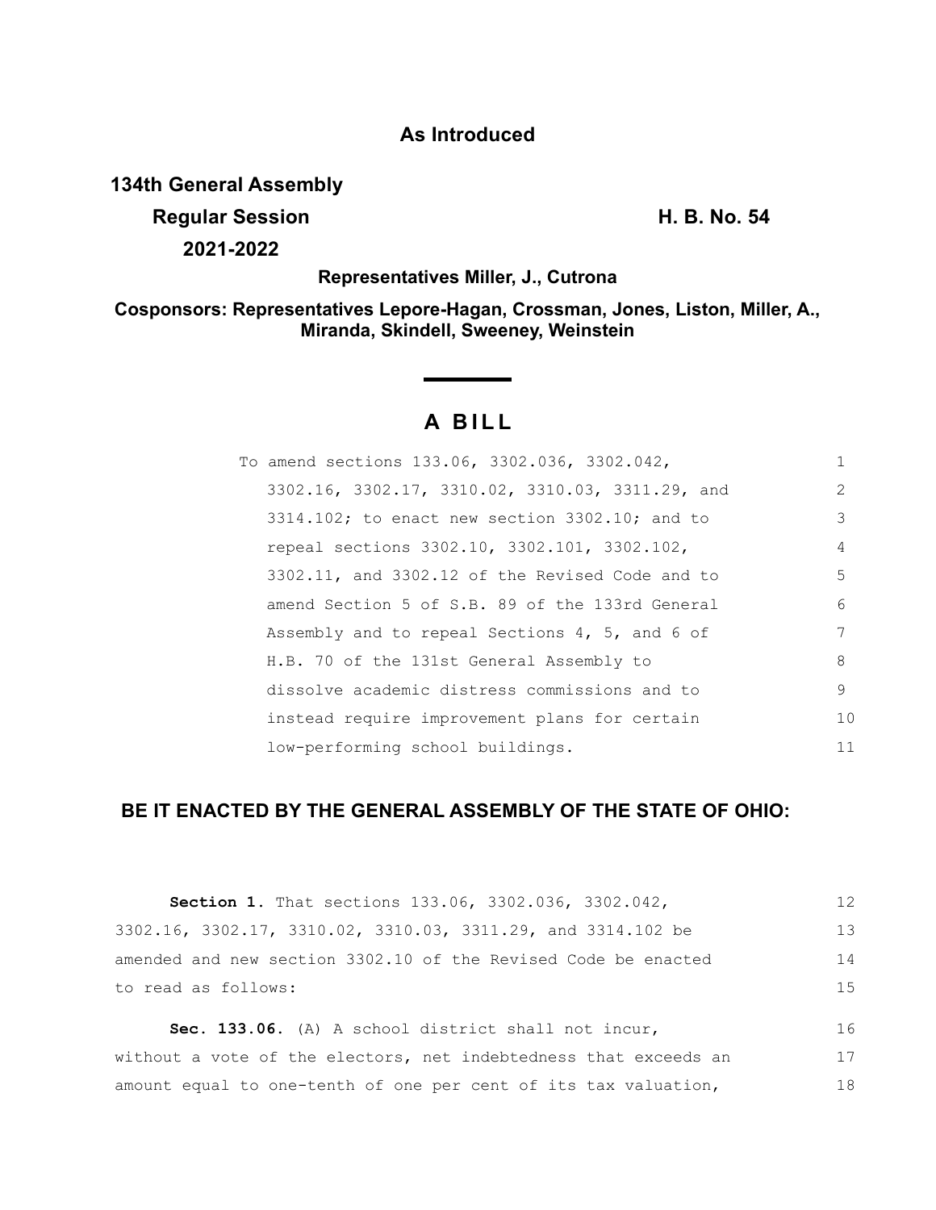**As Introduced**

**134th General Assembly**

**Regular Session** **H. B. No. 54**

**2021-2022**

**Representatives Miller, J., Cutrona**

**Cosponsors: Representatives Lepore-Hagan, Crossman, Jones, Liston, Miller, A., Miranda, Skindell, Sweeney, Weinstein**

# A BILL

To amend sections 133.06, 3302.036, 3302.042, 3302.16, 3302.17, 3310.02, 3310.03, 3311.29, and 3314.102; to enact new section 3302.10; and to repeal sections 3302.10, 3302.101, 3302.102, 3302.11, and 3302.12 of the Revised Code and to amend Section 5 of S.B. 89 of the 133rd General Assembly and to repeal Sections 4, 5, and 6 of H.B. 70 of the 131st General Assembly to dissolve academic distress commissions and to instead require improvement plans for certain low-performing school buildings.

**BE IT ENACTED BY THE GENERAL ASSEMBLY OF THE STATE OF OHIO:**

**Section 1.** That sections 133.06, 3302.036, 3302.042, 3302.16, 3302.17, 3310.02, 3310.03, 3311.29, and 3314.102 be amended and new section 3302.10 of the Revised Code be enacted to read as follows:

**Sec. 133.06.** (A) A school district shall not incur, without a vote of the electors, net indebtedness that exceeds an amount equal to one-tenth of one per cent of its tax valuation,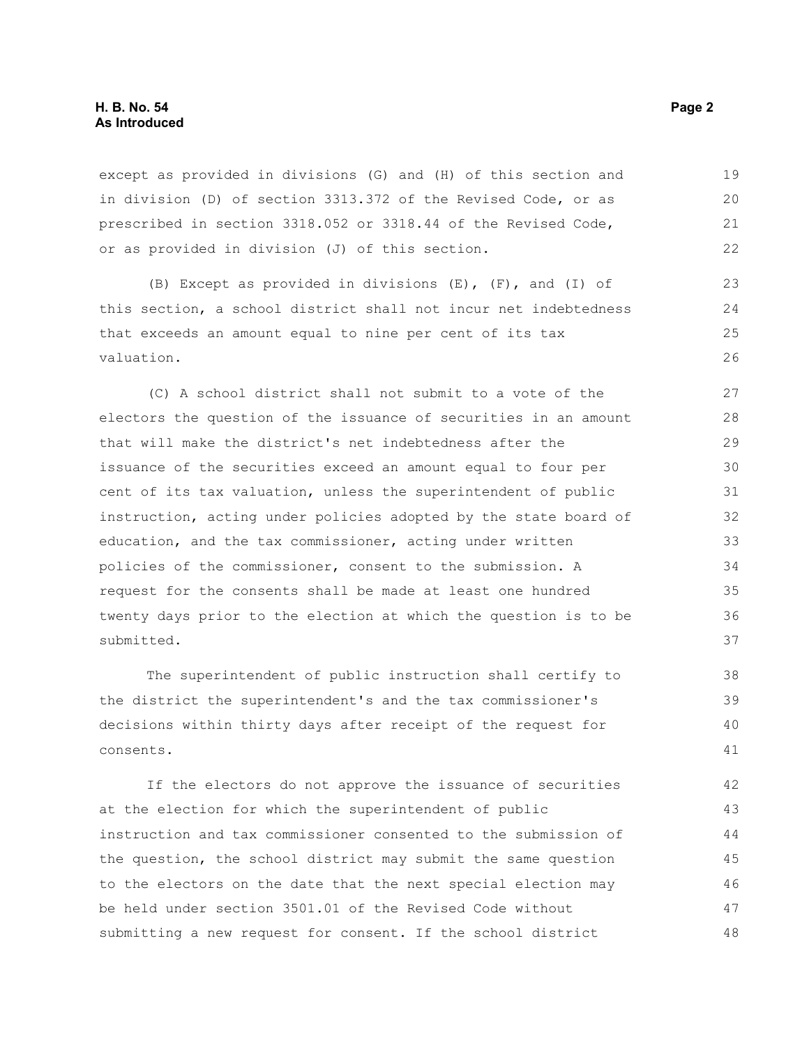except as provided in divisions (G) and (H) of this section and in division (D) of section 3313.372 of the Revised Code, or as prescribed in section 3318.052 or 3318.44 of the Revised Code, or as provided in division (J) of this section.

(B) Except as provided in divisions (E), (F), and (I) of this section, a school district shall not incur net indebtedness that exceeds an amount equal to nine per cent of its tax valuation.

(C) A school district shall not submit to a vote of the electors the question of the issuance of securities in an amount that will make the district's net indebtedness after the issuance of the securities exceed an amount equal to four per cent of its tax valuation, unless the superintendent of public instruction, acting under policies adopted by the state board of education, and the tax commissioner, acting under written policies of the commissioner, consent to the submission. A request for the consents shall be made at least one hundred twenty days prior to the election at which the question is to be submitted.

The superintendent of public instruction shall certify to the district the superintendent's and the tax commissioner's decisions within thirty days after receipt of the request for consents.

If the electors do not approve the issuance of securities at the election for which the superintendent of public instruction and tax commissioner consented to the submission of the question, the school district may submit the same question to the electors on the date that the next special election may be held under section 3501.01 of the Revised Code without submitting a new request for consent. If the school district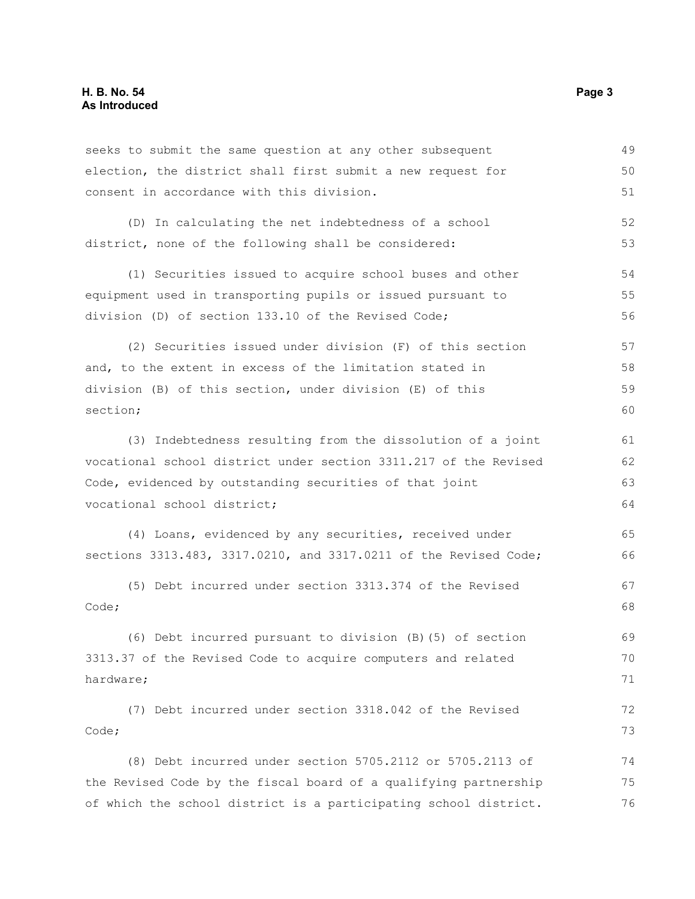seeks to submit the same question at any other subsequent election, the district shall first submit a new request for consent in accordance with this division.

(D) In calculating the net indebtedness of a school district, none of the following shall be considered:

(1) Securities issued to acquire school buses and other equipment used in transporting pupils or issued pursuant to division (D) of section 133.10 of the Revised Code;

(2) Securities issued under division (F) of this section and, to the extent in excess of the limitation stated in division (B) of this section, under division (E) of this section;

(3) Indebtedness resulting from the dissolution of a joint vocational school district under section 3311.217 of the Revised Code, evidenced by outstanding securities of that joint vocational school district;

(4) Loans, evidenced by any securities, received under sections 3313.483, 3317.0210, and 3317.0211 of the Revised Code;

(5) Debt incurred under section 3313.374 of the Revised Code;

(6) Debt incurred pursuant to division (B)(5) of section 3313.37 of the Revised Code to acquire computers and related hardware;

(7) Debt incurred under section 3318.042 of the Revised Code;

(8) Debt incurred under section 5705.2112 or 5705.2113 of the Revised Code by the fiscal board of a qualifying partnership of which the school district is a participating school district.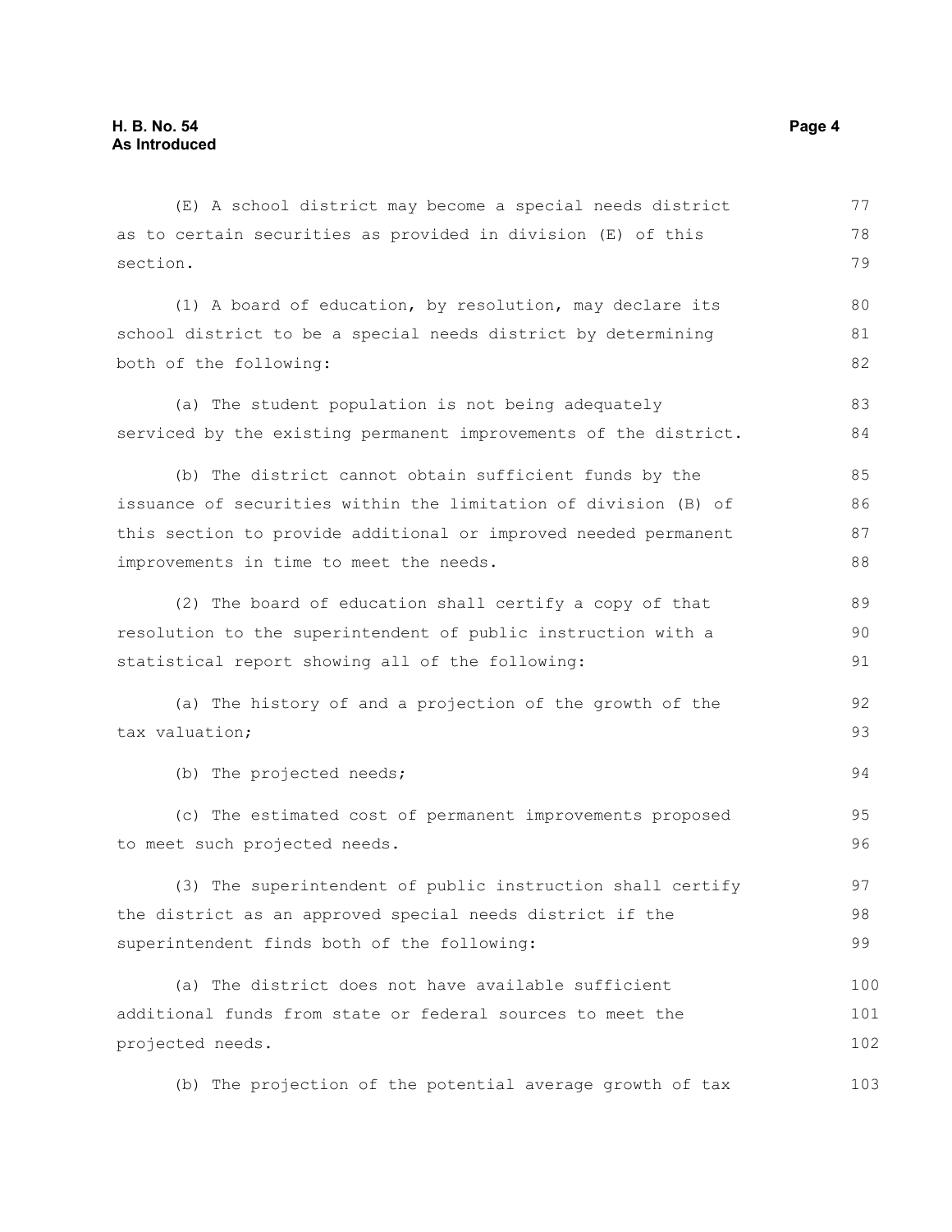(E) A school district may become a special needs district as to certain securities as provided in division (E) of this section.

(1) A board of education, by resolution, may declare its school district to be a special needs district by determining both of the following:

(a) The student population is not being adequately serviced by the existing permanent improvements of the district.

(b) The district cannot obtain sufficient funds by the issuance of securities within the limitation of division (B) of this section to provide additional or improved needed permanent improvements in time to meet the needs.

(2) The board of education shall certify a copy of that resolution to the superintendent of public instruction with a statistical report showing all of the following:

(a) The history of and a projection of the growth of the tax valuation;

(b) The projected needs;

(c) The estimated cost of permanent improvements proposed to meet such projected needs.

(3) The superintendent of public instruction shall certify the district as an approved special needs district if the superintendent finds both of the following:

(a) The district does not have available sufficient additional funds from state or federal sources to meet the projected needs.

(b) The projection of the potential average growth of tax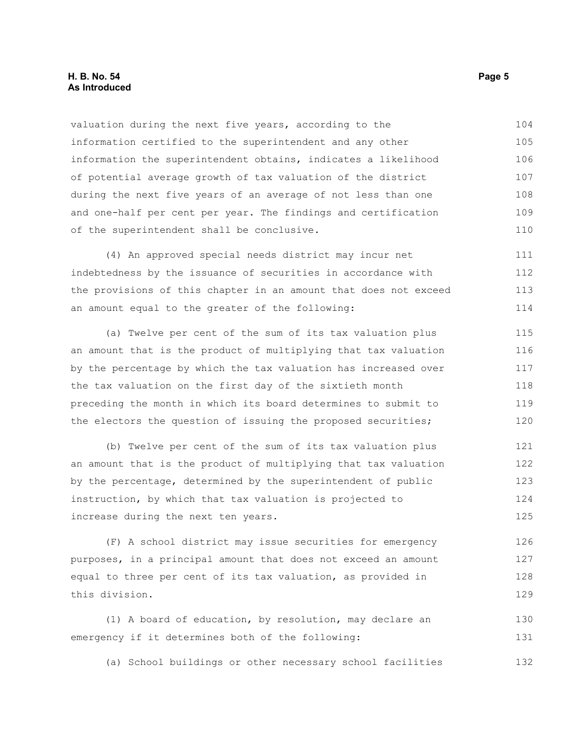valuation during the next five years, according to the information certified to the superintendent and any other information the superintendent obtains, indicates a likelihood of potential average growth of tax valuation of the district during the next five years of an average of not less than one and one-half per cent per year. The findings and certification of the superintendent shall be conclusive.

(4) An approved special needs district may incur net indebtedness by the issuance of securities in accordance with the provisions of this chapter in an amount that does not exceed an amount equal to the greater of the following:

(a) Twelve per cent of the sum of its tax valuation plus an amount that is the product of multiplying that tax valuation by the percentage by which the tax valuation has increased over the tax valuation on the first day of the sixtieth month preceding the month in which its board determines to submit to the electors the question of issuing the proposed securities;

(b) Twelve per cent of the sum of its tax valuation plus an amount that is the product of multiplying that tax valuation by the percentage, determined by the superintendent of public instruction, by which that tax valuation is projected to increase during the next ten years.

(F) A school district may issue securities for emergency purposes, in a principal amount that does not exceed an amount equal to three per cent of its tax valuation, as provided in this division.

(1) A board of education, by resolution, may declare an emergency if it determines both of the following:

(a) School buildings or other necessary school facilities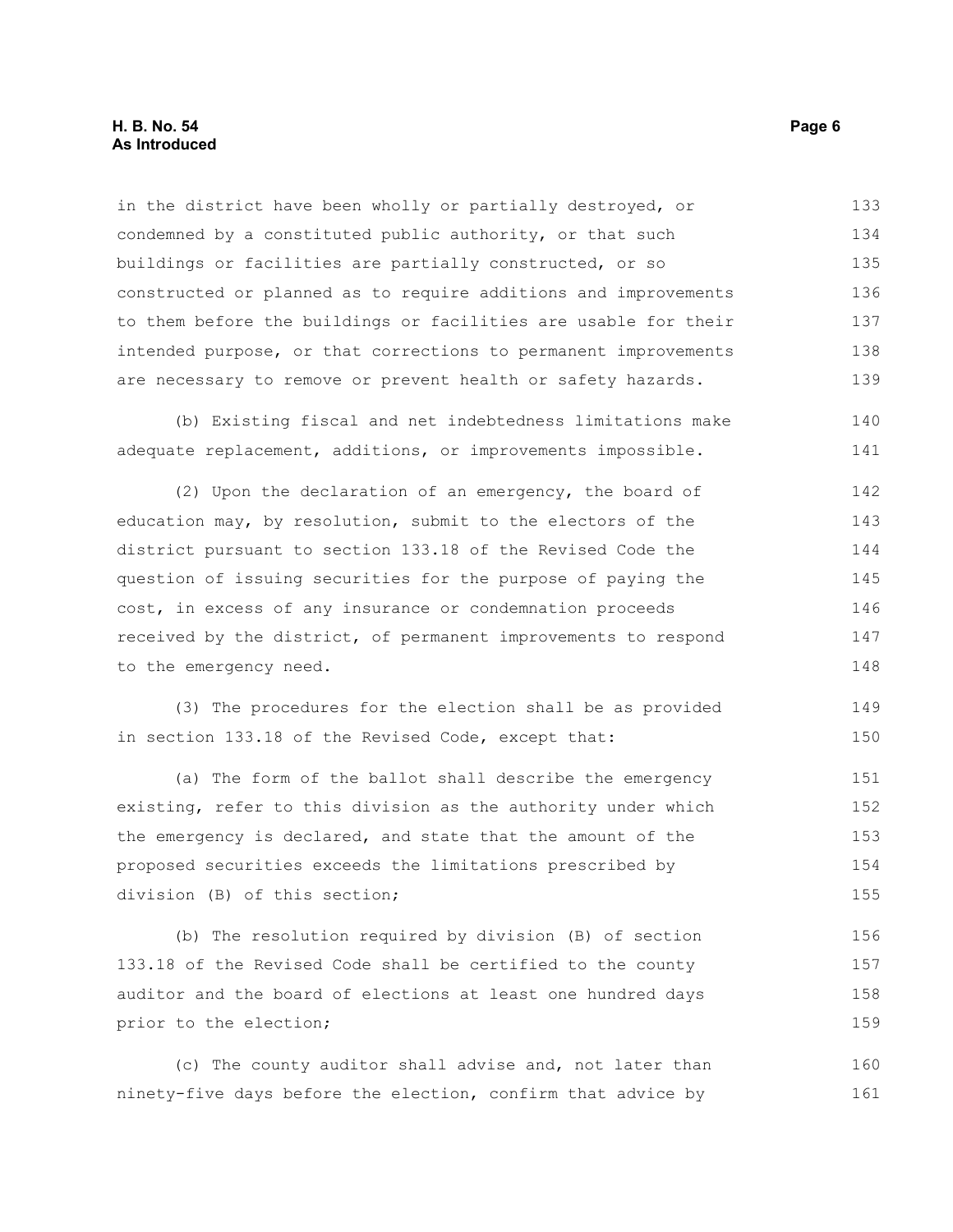in the district have been wholly or partially destroyed, or condemned by a constituted public authority, or that such buildings or facilities are partially constructed, or so constructed or planned as to require additions and improvements to them before the buildings or facilities are usable for their intended purpose, or that corrections to permanent improvements are necessary to remove or prevent health or safety hazards.

(b) Existing fiscal and net indebtedness limitations make adequate replacement, additions, or improvements impossible.

(2) Upon the declaration of an emergency, the board of education may, by resolution, submit to the electors of the district pursuant to section 133.18 of the Revised Code the question of issuing securities for the purpose of paying the cost, in excess of any insurance or condemnation proceeds received by the district, of permanent improvements to respond to the emergency need.

(3) The procedures for the election shall be as provided in section 133.18 of the Revised Code, except that:

(a) The form of the ballot shall describe the emergency existing, refer to this division as the authority under which the emergency is declared, and state that the amount of the proposed securities exceeds the limitations prescribed by division (B) of this section;

(b) The resolution required by division (B) of section 133.18 of the Revised Code shall be certified to the county auditor and the board of elections at least one hundred days prior to the election;

(c) The county auditor shall advise and, not later than ninety-five days before the election, confirm that advice by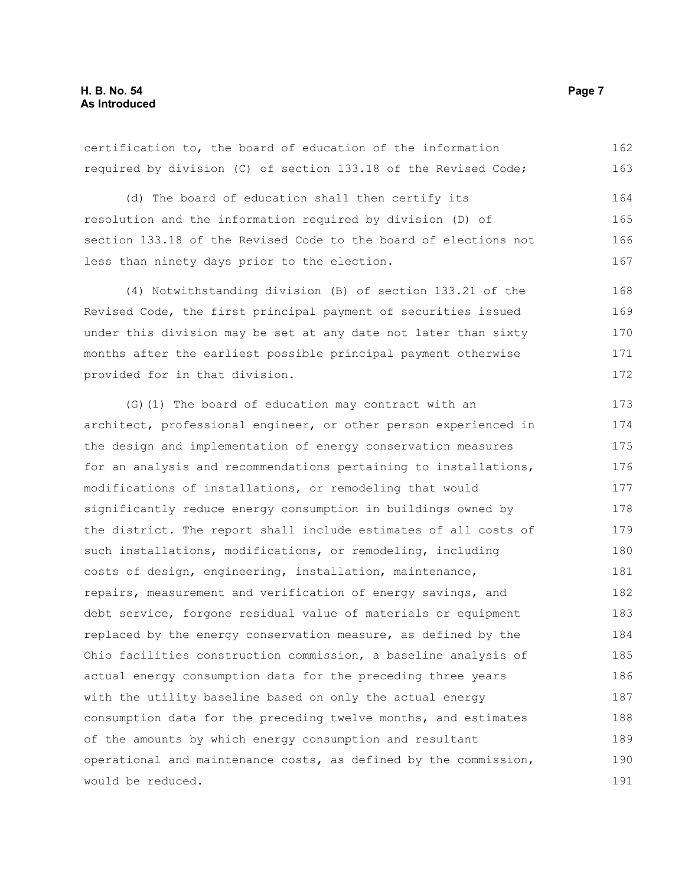certification to, the board of education of the information required by division (C) of section 133.18 of the Revised Code;

(d) The board of education shall then certify its resolution and the information required by division (D) of section 133.18 of the Revised Code to the board of elections not less than ninety days prior to the election.

(4) Notwithstanding division (B) of section 133.21 of the Revised Code, the first principal payment of securities issued under this division may be set at any date not later than sixty months after the earliest possible principal payment otherwise provided for in that division.

(G)(1) The board of education may contract with an architect, professional engineer, or other person experienced in the design and implementation of energy conservation measures for an analysis and recommendations pertaining to installations, modifications of installations, or remodeling that would significantly reduce energy consumption in buildings owned by the district. The report shall include estimates of all costs of such installations, modifications, or remodeling, including costs of design, engineering, installation, maintenance, repairs, measurement and verification of energy savings, and debt service, forgone residual value of materials or equipment replaced by the energy conservation measure, as defined by the Ohio facilities construction commission, a baseline analysis of actual energy consumption data for the preceding three years with the utility baseline based on only the actual energy consumption data for the preceding twelve months, and estimates of the amounts by which energy consumption and resultant operational and maintenance costs, as defined by the commission, would be reduced.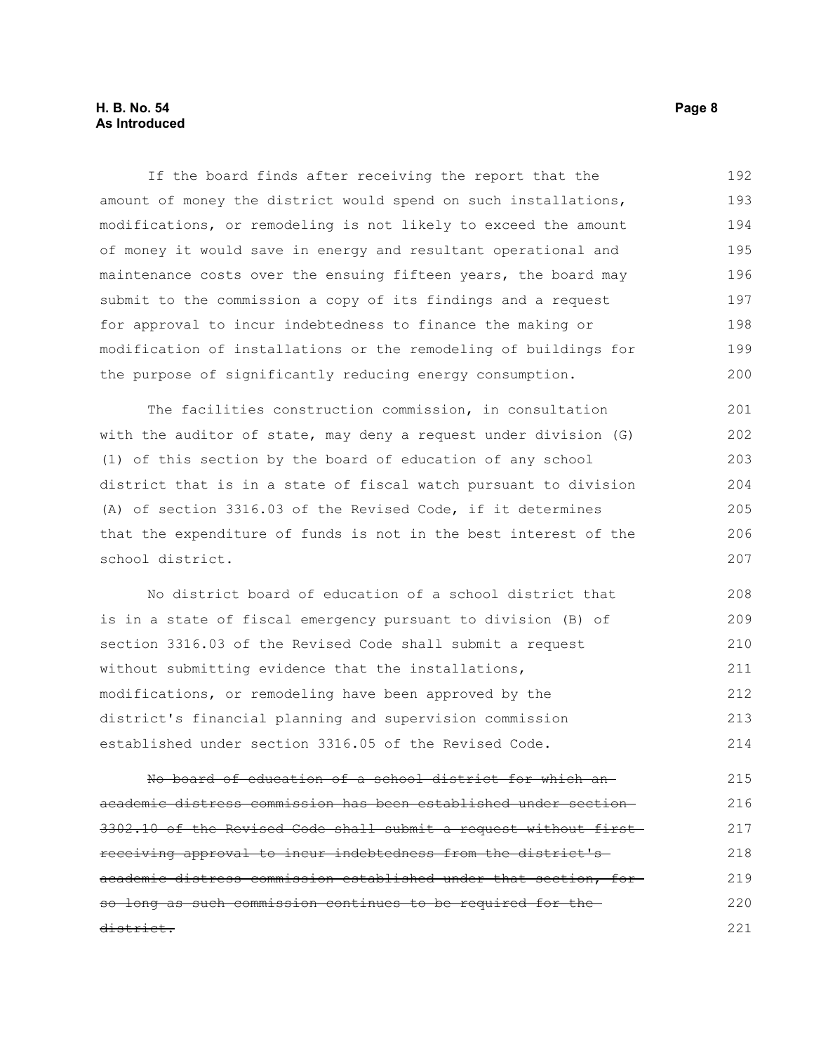If the board finds after receiving the report that the amount of money the district would spend on such installations, modifications, or remodeling is not likely to exceed the amount of money it would save in energy and resultant operational and maintenance costs over the ensuing fifteen years, the board may submit to the commission a copy of its findings and a request for approval to incur indebtedness to finance the making or modification of installations or the remodeling of buildings for the purpose of significantly reducing energy consumption.

The facilities construction commission, in consultation with the auditor of state, may deny a request under division (G)(1) of this section by the board of education of any school district that is in a state of fiscal watch pursuant to division (A) of section 3316.03 of the Revised Code, if it determines that the expenditure of funds is not in the best interest of the school district.

No district board of education of a school district that is in a state of fiscal emergency pursuant to division (B) of section 3316.03 of the Revised Code shall submit a request without submitting evidence that the installations, modifications, or remodeling have been approved by the district's financial planning and supervision commission established under section 3316.05 of the Revised Code.

~~No board of education of a school district for which an academic distress commission has been established under section 3302.10 of the Revised Code shall submit a request without first receiving approval to incur indebtedness from the district's academic distress commission established under that section, for so long as such commission continues to be required for the district.~~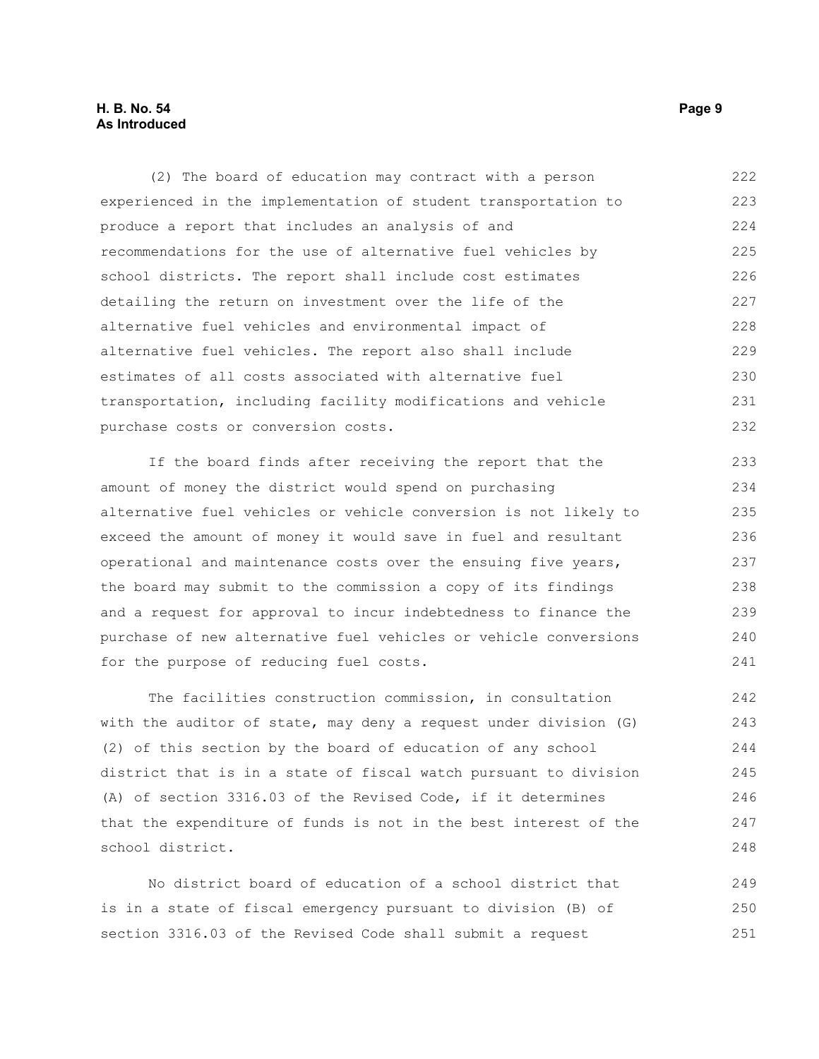(2) The board of education may contract with a person experienced in the implementation of student transportation to produce a report that includes an analysis of and recommendations for the use of alternative fuel vehicles by school districts. The report shall include cost estimates detailing the return on investment over the life of the alternative fuel vehicles and environmental impact of alternative fuel vehicles. The report also shall include estimates of all costs associated with alternative fuel transportation, including facility modifications and vehicle purchase costs or conversion costs.

If the board finds after receiving the report that the amount of money the district would spend on purchasing alternative fuel vehicles or vehicle conversion is not likely to exceed the amount of money it would save in fuel and resultant operational and maintenance costs over the ensuing five years, the board may submit to the commission a copy of its findings and a request for approval to incur indebtedness to finance the purchase of new alternative fuel vehicles or vehicle conversions for the purpose of reducing fuel costs.

The facilities construction commission, in consultation with the auditor of state, may deny a request under division (G)(2) of this section by the board of education of any school district that is in a state of fiscal watch pursuant to division (A) of section 3316.03 of the Revised Code, if it determines that the expenditure of funds is not in the best interest of the school district.

No district board of education of a school district that is in a state of fiscal emergency pursuant to division (B) of section 3316.03 of the Revised Code shall submit a request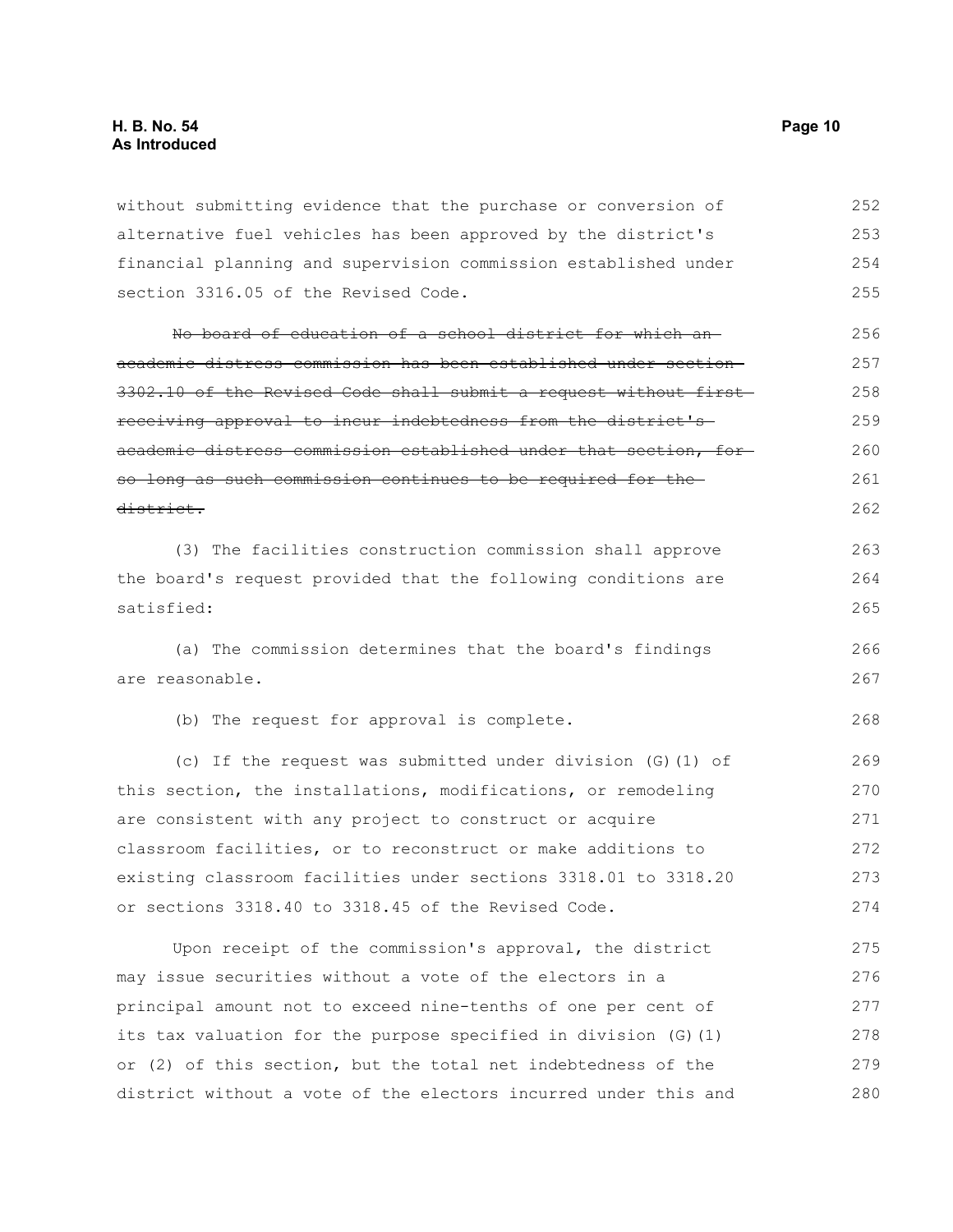without submitting evidence that the purchase or conversion of alternative fuel vehicles has been approved by the district's financial planning and supervision commission established under section 3316.05 of the Revised Code.

~~No board of education of a school district for which an academic distress commission has been established under section 3302.10 of the Revised Code shall submit a request without first receiving approval to incur indebtedness from the district's academic distress commission established under that section, for so long as such commission continues to be required for the district.~~

(3) The facilities construction commission shall approve the board's request provided that the following conditions are satisfied:

(a) The commission determines that the board's findings are reasonable.

(b) The request for approval is complete.

(c) If the request was submitted under division (G)(1) of this section, the installations, modifications, or remodeling are consistent with any project to construct or acquire classroom facilities, or to reconstruct or make additions to existing classroom facilities under sections 3318.01 to 3318.20 or sections 3318.40 to 3318.45 of the Revised Code.

Upon receipt of the commission's approval, the district may issue securities without a vote of the electors in a principal amount not to exceed nine-tenths of one per cent of its tax valuation for the purpose specified in division (G)(1) or (2) of this section, but the total net indebtedness of the district without a vote of the electors incurred under this and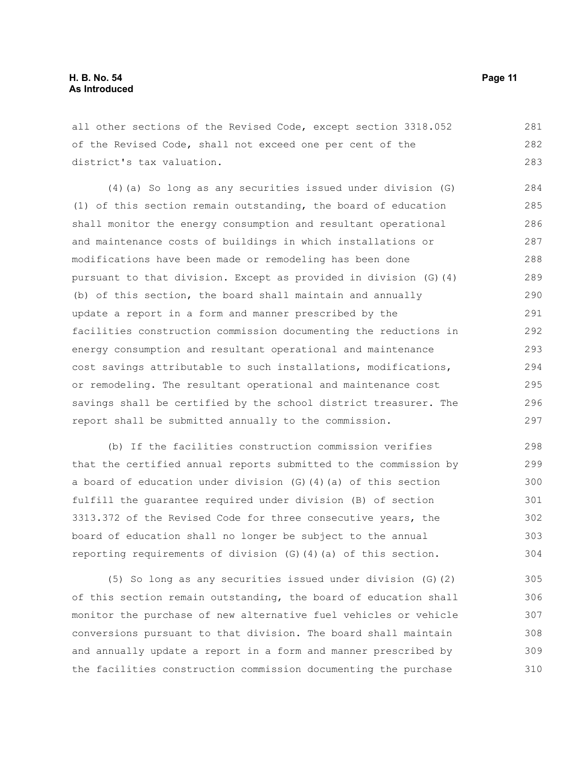all other sections of the Revised Code, except section 3318.052 of the Revised Code, shall not exceed one per cent of the district's tax valuation.

(4)(a) So long as any securities issued under division (G)(1) of this section remain outstanding, the board of education shall monitor the energy consumption and resultant operational and maintenance costs of buildings in which installations or modifications have been made or remodeling has been done pursuant to that division. Except as provided in division (G)(4)(b) of this section, the board shall maintain and annually update a report in a form and manner prescribed by the facilities construction commission documenting the reductions in energy consumption and resultant operational and maintenance cost savings attributable to such installations, modifications, or remodeling. The resultant operational and maintenance cost savings shall be certified by the school district treasurer. The report shall be submitted annually to the commission.

(b) If the facilities construction commission verifies that the certified annual reports submitted to the commission by a board of education under division (G)(4)(a) of this section fulfill the guarantee required under division (B) of section 3313.372 of the Revised Code for three consecutive years, the board of education shall no longer be subject to the annual reporting requirements of division (G)(4)(a) of this section.

(5) So long as any securities issued under division (G)(2) of this section remain outstanding, the board of education shall monitor the purchase of new alternative fuel vehicles or vehicle conversions pursuant to that division. The board shall maintain and annually update a report in a form and manner prescribed by the facilities construction commission documenting the purchase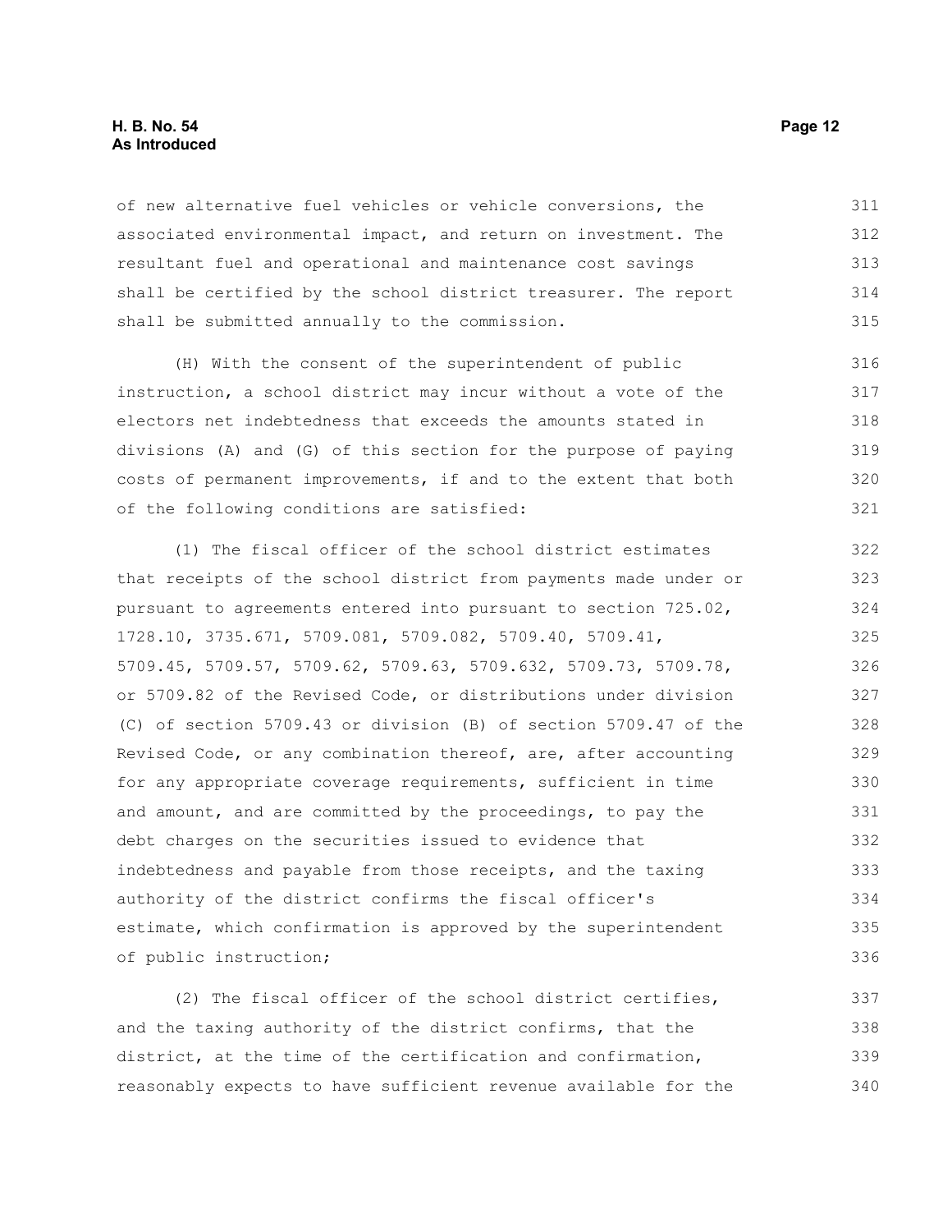of new alternative fuel vehicles or vehicle conversions, the associated environmental impact, and return on investment. The resultant fuel and operational and maintenance cost savings shall be certified by the school district treasurer. The report shall be submitted annually to the commission.

(H) With the consent of the superintendent of public instruction, a school district may incur without a vote of the electors net indebtedness that exceeds the amounts stated in divisions (A) and (G) of this section for the purpose of paying costs of permanent improvements, if and to the extent that both of the following conditions are satisfied:

(1) The fiscal officer of the school district estimates that receipts of the school district from payments made under or pursuant to agreements entered into pursuant to section 725.02, 1728.10, 3735.671, 5709.081, 5709.082, 5709.40, 5709.41, 5709.45, 5709.57, 5709.62, 5709.63, 5709.632, 5709.73, 5709.78, or 5709.82 of the Revised Code, or distributions under division (C) of section 5709.43 or division (B) of section 5709.47 of the Revised Code, or any combination thereof, are, after accounting for any appropriate coverage requirements, sufficient in time and amount, and are committed by the proceedings, to pay the debt charges on the securities issued to evidence that indebtedness and payable from those receipts, and the taxing authority of the district confirms the fiscal officer's estimate, which confirmation is approved by the superintendent of public instruction;

(2) The fiscal officer of the school district certifies, and the taxing authority of the district confirms, that the district, at the time of the certification and confirmation, reasonably expects to have sufficient revenue available for the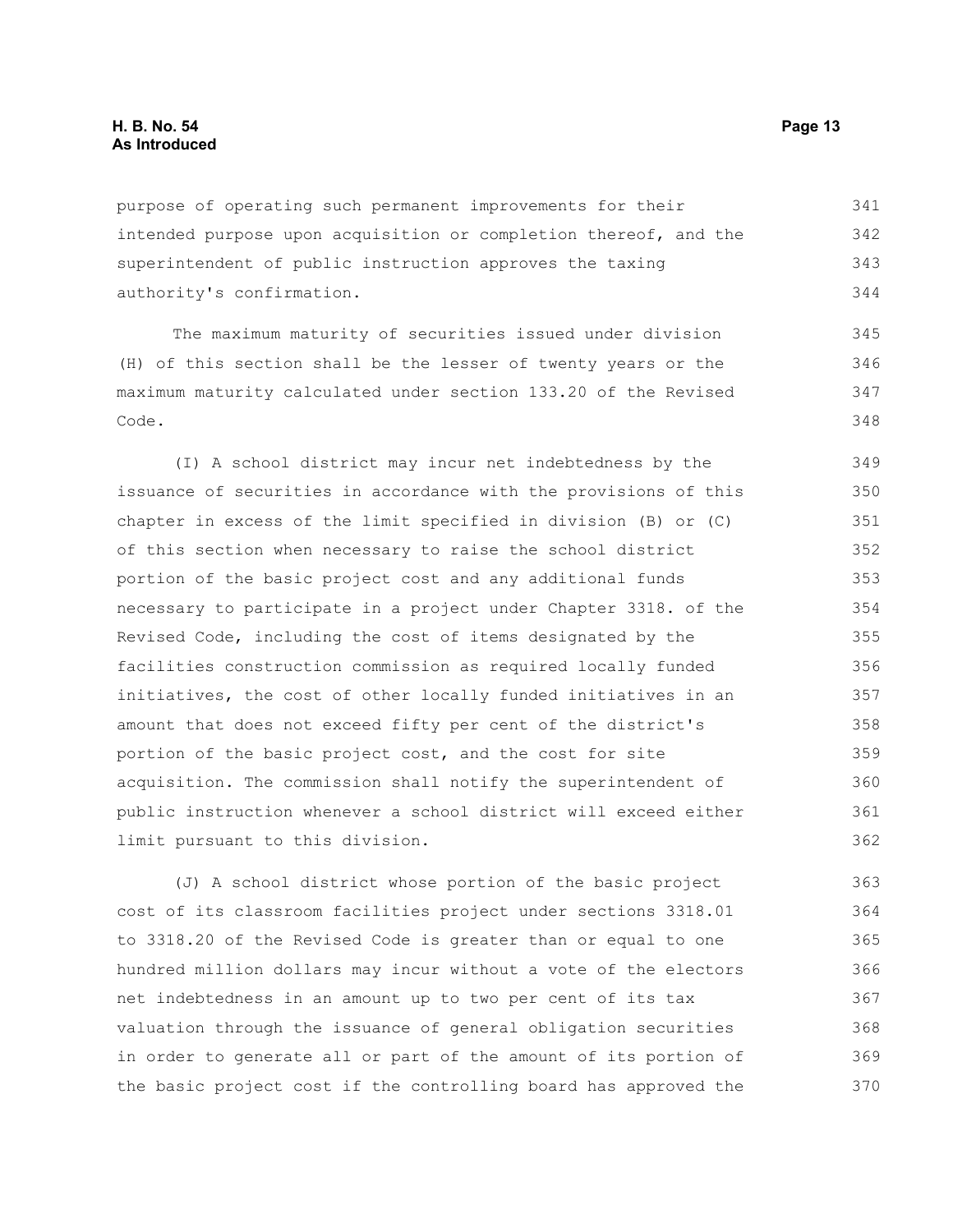purpose of operating such permanent improvements for their intended purpose upon acquisition or completion thereof, and the superintendent of public instruction approves the taxing authority's confirmation.

The maximum maturity of securities issued under division (H) of this section shall be the lesser of twenty years or the maximum maturity calculated under section 133.20 of the Revised Code.

(I) A school district may incur net indebtedness by the issuance of securities in accordance with the provisions of this chapter in excess of the limit specified in division (B) or (C) of this section when necessary to raise the school district portion of the basic project cost and any additional funds necessary to participate in a project under Chapter 3318. of the Revised Code, including the cost of items designated by the facilities construction commission as required locally funded initiatives, the cost of other locally funded initiatives in an amount that does not exceed fifty per cent of the district's portion of the basic project cost, and the cost for site acquisition. The commission shall notify the superintendent of public instruction whenever a school district will exceed either limit pursuant to this division.

(J) A school district whose portion of the basic project cost of its classroom facilities project under sections 3318.01 to 3318.20 of the Revised Code is greater than or equal to one hundred million dollars may incur without a vote of the electors net indebtedness in an amount up to two per cent of its tax valuation through the issuance of general obligation securities in order to generate all or part of the amount of its portion of the basic project cost if the controlling board has approved the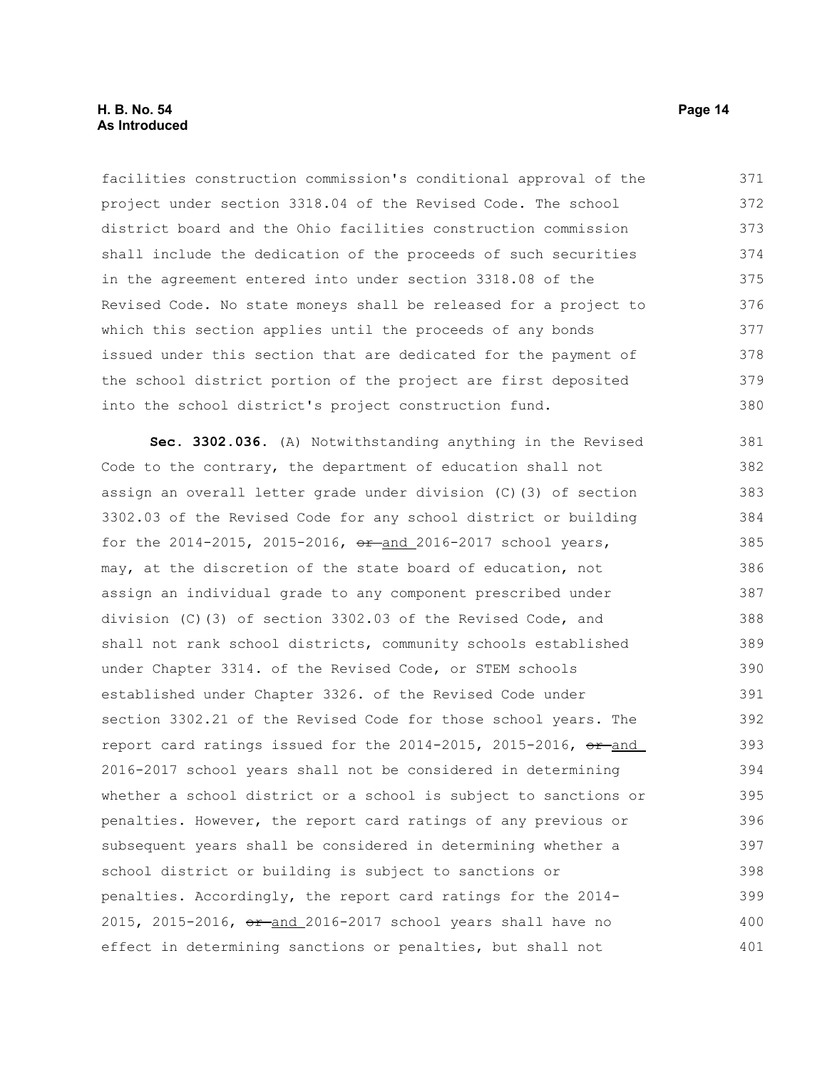facilities construction commission's conditional approval of the project under section 3318.04 of the Revised Code. The school district board and the Ohio facilities construction commission shall include the dedication of the proceeds of such securities in the agreement entered into under section 3318.08 of the Revised Code. No state moneys shall be released for a project to which this section applies until the proceeds of any bonds issued under this section that are dedicated for the payment of the school district portion of the project are first deposited into the school district's project construction fund.

**Sec. 3302.036.** (A) Notwithstanding anything in the Revised Code to the contrary, the department of education shall not assign an overall letter grade under division (C)(3) of section 3302.03 of the Revised Code for any school district or building for the 2014-2015, 2015-2016, ~~or~~ and 2016-2017 school years, may, at the discretion of the state board of education, not assign an individual grade to any component prescribed under division (C)(3) of section 3302.03 of the Revised Code, and shall not rank school districts, community schools established under Chapter 3314. of the Revised Code, or STEM schools established under Chapter 3326. of the Revised Code under section 3302.21 of the Revised Code for those school years. The report card ratings issued for the 2014-2015, 2015-2016, ~~or~~ and 2016-2017 school years shall not be considered in determining whether a school district or a school is subject to sanctions or penalties. However, the report card ratings of any previous or subsequent years shall be considered in determining whether a school district or building is subject to sanctions or penalties. Accordingly, the report card ratings for the 2014-2015, 2015-2016, ~~or~~ and 2016-2017 school years shall have no effect in determining sanctions or penalties, but shall not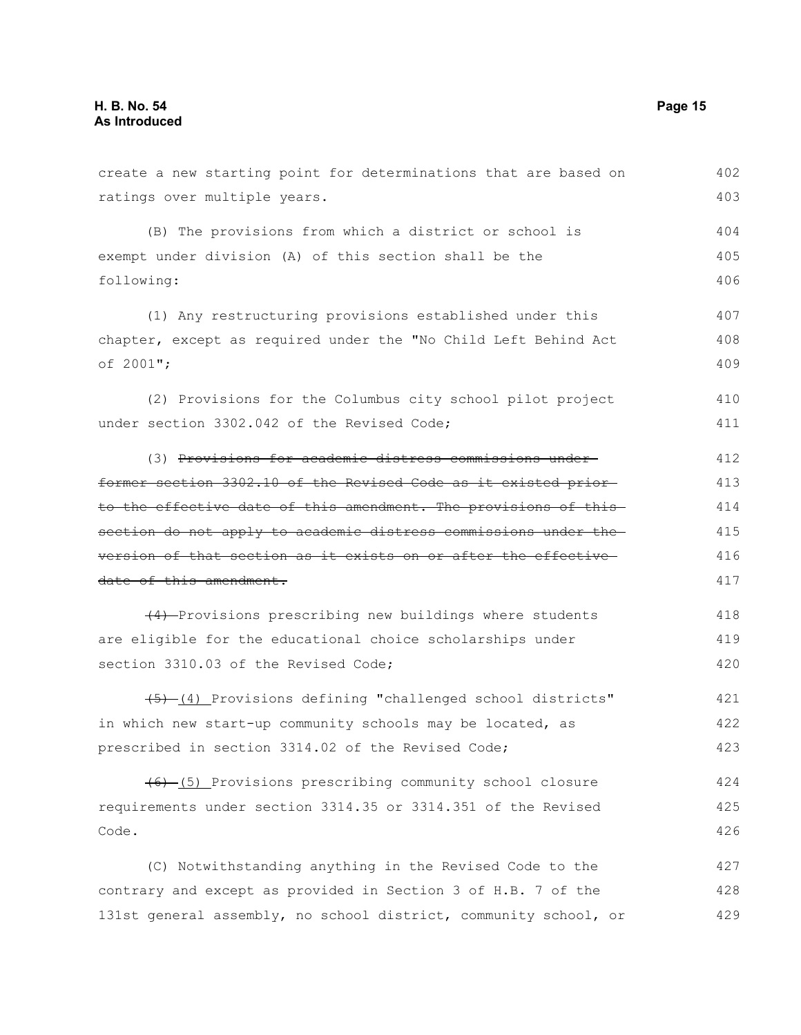create a new starting point for determinations that are based on ratings over multiple years.

(B) The provisions from which a district or school is exempt under division (A) of this section shall be the following:

(1) Any restructuring provisions established under this chapter, except as required under the "No Child Left Behind Act of 2001";

(2) Provisions for the Columbus city school pilot project under section 3302.042 of the Revised Code;

(3) ~~Provisions for academic distress commissions under former section 3302.10 of the Revised Code as it existed prior to the effective date of this amendment. The provisions of this section do not apply to academic distress commissions under the version of that section as it exists on or after the effective date of this amendment.~~

~~(4)~~ Provisions prescribing new buildings where students are eligible for the educational choice scholarships under section 3310.03 of the Revised Code;

~~(5)~~ (4) Provisions defining "challenged school districts" in which new start-up community schools may be located, as prescribed in section 3314.02 of the Revised Code;

~~(6)~~ (5) Provisions prescribing community school closure requirements under section 3314.35 or 3314.351 of the Revised Code.

(C) Notwithstanding anything in the Revised Code to the contrary and except as provided in Section 3 of H.B. 7 of the 131st general assembly, no school district, community school, or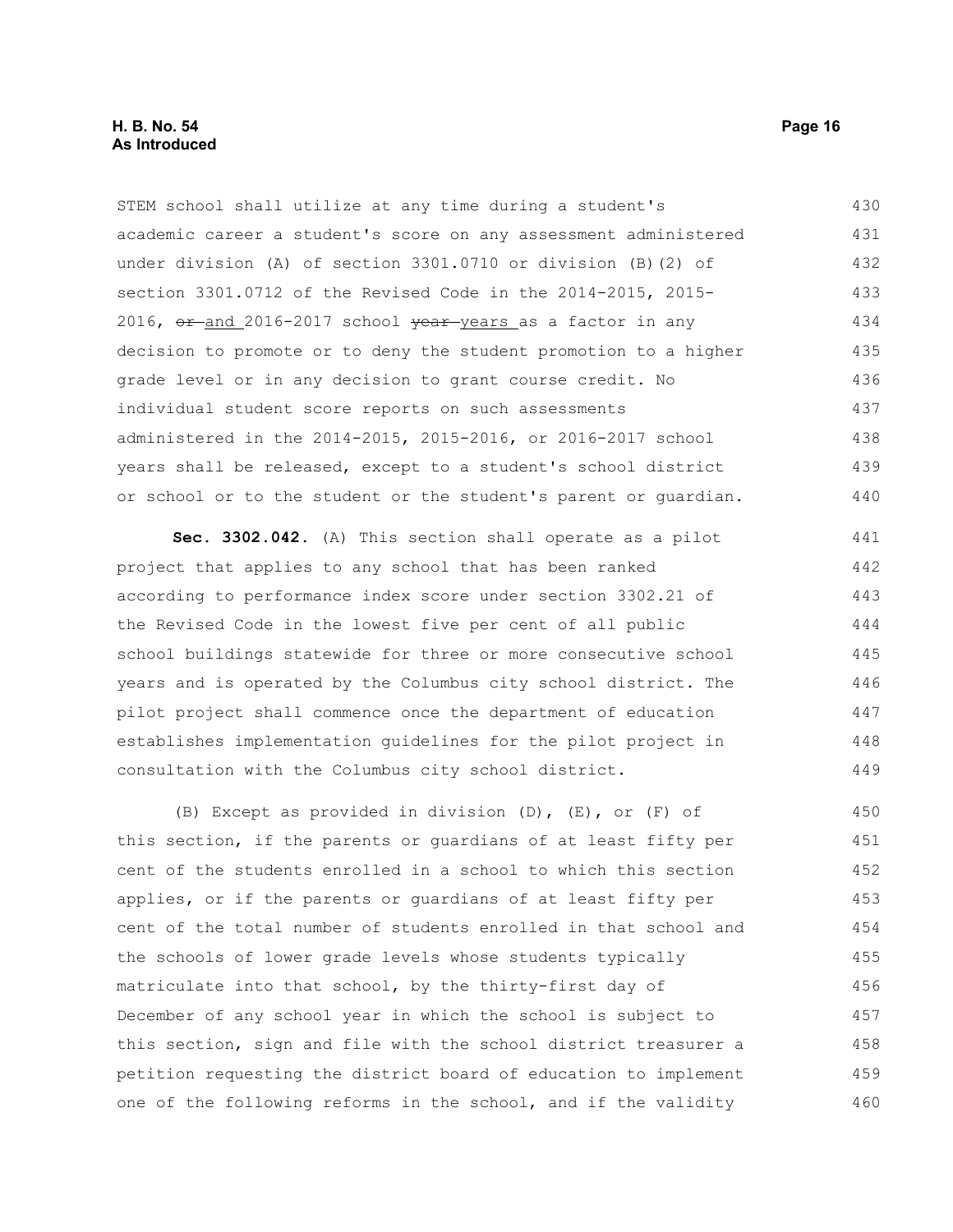STEM school shall utilize at any time during a student's academic career a student's score on any assessment administered under division (A) of section 3301.0710 or division (B)(2) of section 3301.0712 of the Revised Code in the 2014-2015, 2015-2016, ~~or~~ and 2016-2017 school ~~year~~ years as a factor in any decision to promote or to deny the student promotion to a higher grade level or in any decision to grant course credit. No individual student score reports on such assessments administered in the 2014-2015, 2015-2016, or 2016-2017 school years shall be released, except to a student's school district or school or to the student or the student's parent or guardian.

**Sec. 3302.042.** (A) This section shall operate as a pilot project that applies to any school that has been ranked according to performance index score under section 3302.21 of the Revised Code in the lowest five per cent of all public school buildings statewide for three or more consecutive school years and is operated by the Columbus city school district. The pilot project shall commence once the department of education establishes implementation guidelines for the pilot project in consultation with the Columbus city school district.

(B) Except as provided in division (D), (E), or (F) of this section, if the parents or guardians of at least fifty per cent of the students enrolled in a school to which this section applies, or if the parents or guardians of at least fifty per cent of the total number of students enrolled in that school and the schools of lower grade levels whose students typically matriculate into that school, by the thirty-first day of December of any school year in which the school is subject to this section, sign and file with the school district treasurer a petition requesting the district board of education to implement one of the following reforms in the school, and if the validity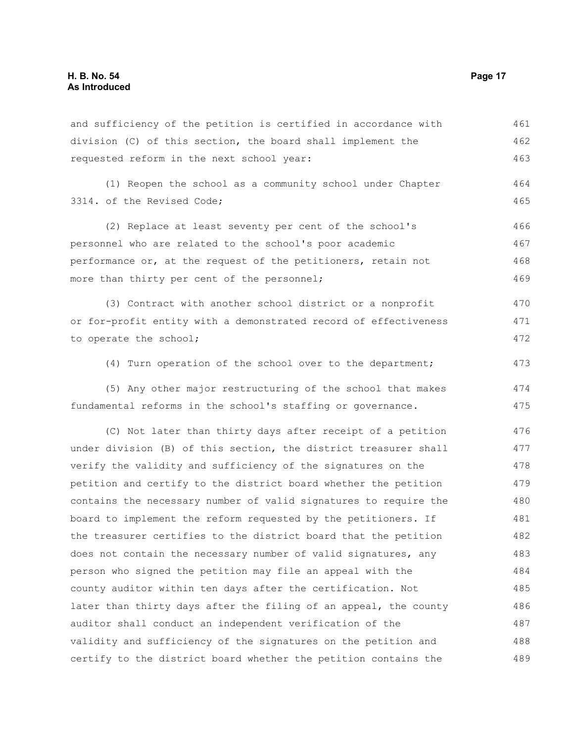and sufficiency of the petition is certified in accordance with division (C) of this section, the board shall implement the requested reform in the next school year:

(1) Reopen the school as a community school under Chapter 3314. of the Revised Code;

(2) Replace at least seventy per cent of the school's personnel who are related to the school's poor academic performance or, at the request of the petitioners, retain not more than thirty per cent of the personnel;

(3) Contract with another school district or a nonprofit or for-profit entity with a demonstrated record of effectiveness to operate the school;

(4) Turn operation of the school over to the department;

(5) Any other major restructuring of the school that makes fundamental reforms in the school's staffing or governance.

(C) Not later than thirty days after receipt of a petition under division (B) of this section, the district treasurer shall verify the validity and sufficiency of the signatures on the petition and certify to the district board whether the petition contains the necessary number of valid signatures to require the board to implement the reform requested by the petitioners. If the treasurer certifies to the district board that the petition does not contain the necessary number of valid signatures, any person who signed the petition may file an appeal with the county auditor within ten days after the certification. Not later than thirty days after the filing of an appeal, the county auditor shall conduct an independent verification of the validity and sufficiency of the signatures on the petition and certify to the district board whether the petition contains the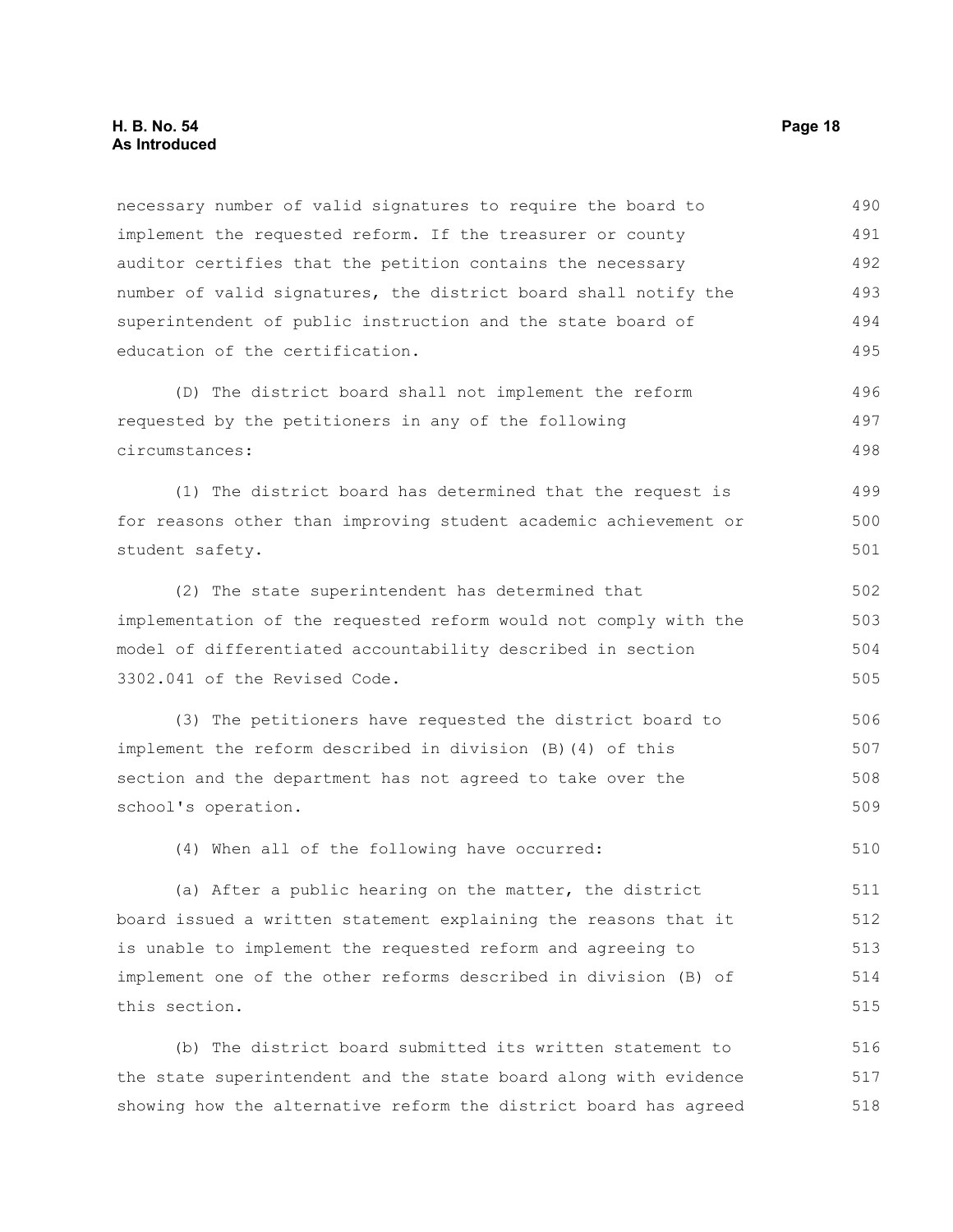necessary number of valid signatures to require the board to implement the requested reform. If the treasurer or county auditor certifies that the petition contains the necessary number of valid signatures, the district board shall notify the superintendent of public instruction and the state board of education of the certification.

(D) The district board shall not implement the reform requested by the petitioners in any of the following circumstances:

(1) The district board has determined that the request is for reasons other than improving student academic achievement or student safety.

(2) The state superintendent has determined that implementation of the requested reform would not comply with the model of differentiated accountability described in section 3302.041 of the Revised Code.

(3) The petitioners have requested the district board to implement the reform described in division (B)(4) of this section and the department has not agreed to take over the school's operation.

(4) When all of the following have occurred:

(a) After a public hearing on the matter, the district board issued a written statement explaining the reasons that it is unable to implement the requested reform and agreeing to implement one of the other reforms described in division (B) of this section.

(b) The district board submitted its written statement to the state superintendent and the state board along with evidence showing how the alternative reform the district board has agreed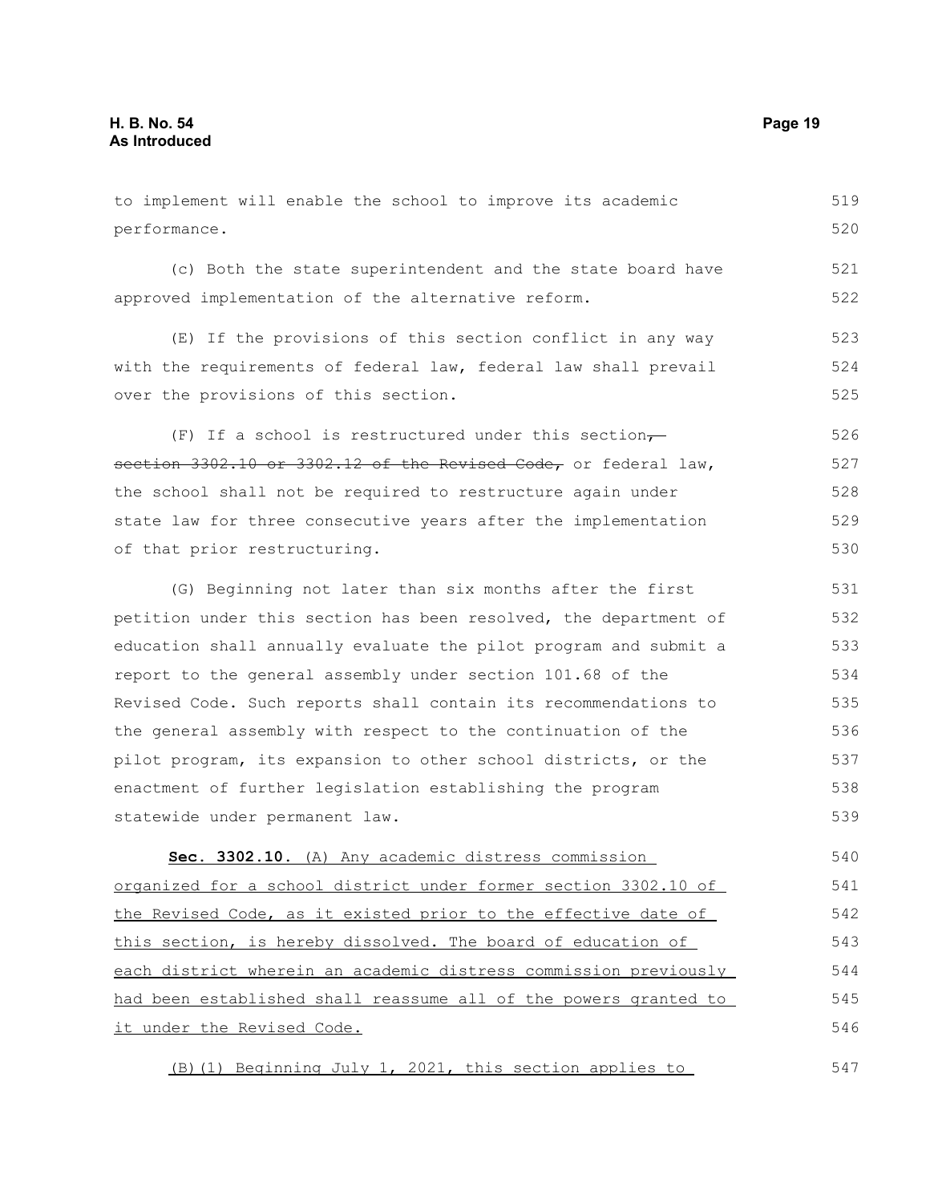to implement will enable the school to improve its academic performance.

(c) Both the state superintendent and the state board have approved implementation of the alternative reform.

(E) If the provisions of this section conflict in any way with the requirements of federal law, federal law shall prevail over the provisions of this section.

(F) If a school is restructured under this section, ~~section 3302.10 or 3302.12 of the Revised Code,~~ or federal law, the school shall not be required to restructure again under state law for three consecutive years after the implementation of that prior restructuring.

(G) Beginning not later than six months after the first petition under this section has been resolved, the department of education shall annually evaluate the pilot program and submit a report to the general assembly under section 101.68 of the Revised Code. Such reports shall contain its recommendations to the general assembly with respect to the continuation of the pilot program, its expansion to other school districts, or the enactment of further legislation establishing the program statewide under permanent law.

**Sec. 3302.10.** <u>(A) Any academic distress commission organized for a school district under former section 3302.10 of the Revised Code, as it existed prior to the effective date of this section, is hereby dissolved. The board of education of each district wherein an academic distress commission previously had been established shall reassume all of the powers granted to it under the Revised Code.</u>

<u>(B)(1) Beginning July 1, 2021, this section applies to</u>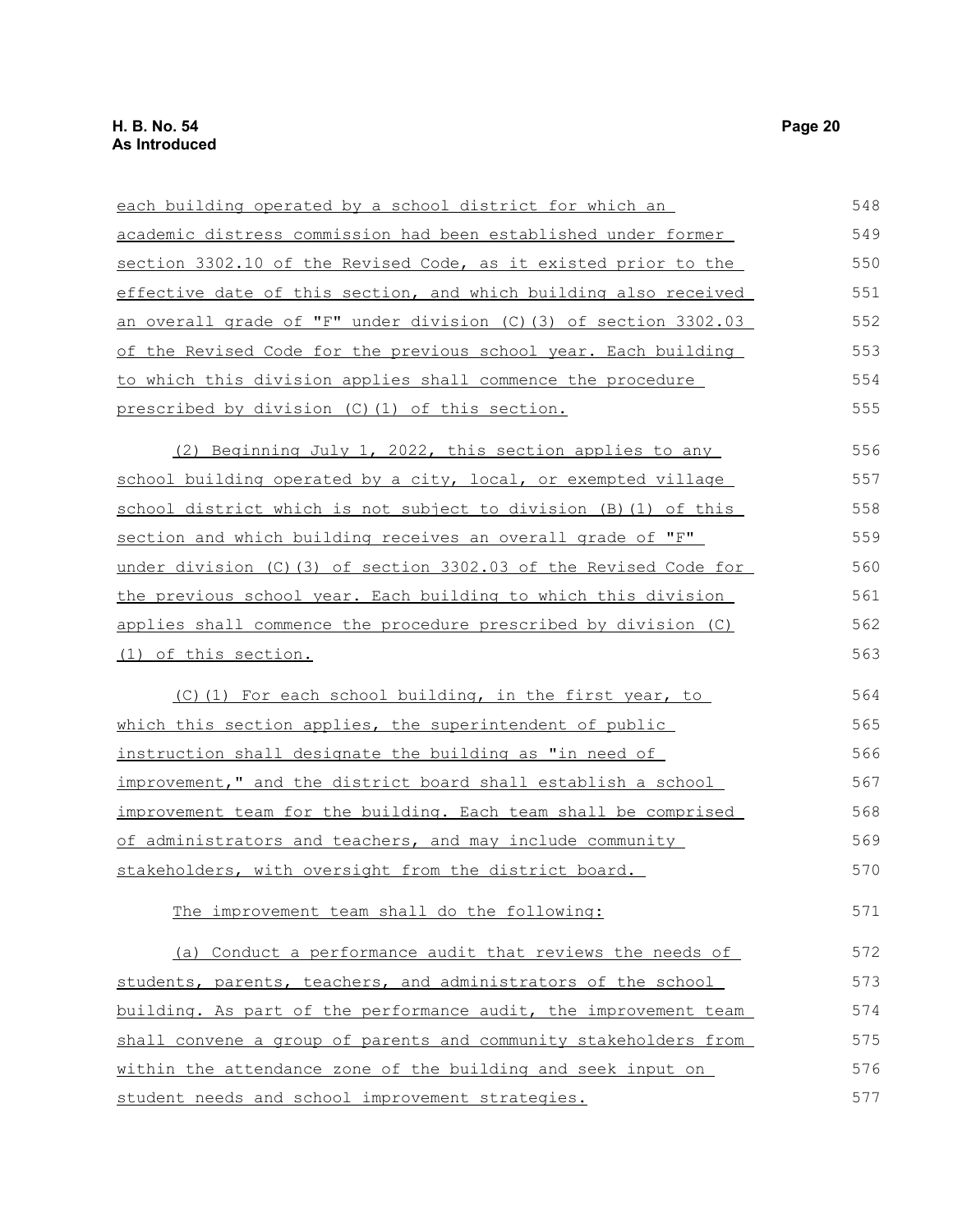each building operated by a school district for which an academic distress commission had been established under former section 3302.10 of the Revised Code, as it existed prior to the effective date of this section, and which building also received an overall grade of "F" under division (C)(3) of section 3302.03 of the Revised Code for the previous school year. Each building to which this division applies shall commence the procedure prescribed by division (C)(1) of this section.

(2) Beginning July 1, 2022, this section applies to any school building operated by a city, local, or exempted village school district which is not subject to division (B)(1) of this section and which building receives an overall grade of "F" under division (C)(3) of section 3302.03 of the Revised Code for the previous school year. Each building to which this division applies shall commence the procedure prescribed by division (C)(1) of this section.

(C)(1) For each school building, in the first year, to which this section applies, the superintendent of public instruction shall designate the building as "in need of improvement," and the district board shall establish a school improvement team for the building. Each team shall be comprised of administrators and teachers, and may include community stakeholders, with oversight from the district board.

The improvement team shall do the following:

(a) Conduct a performance audit that reviews the needs of students, parents, teachers, and administrators of the school building. As part of the performance audit, the improvement team shall convene a group of parents and community stakeholders from within the attendance zone of the building and seek input on student needs and school improvement strategies.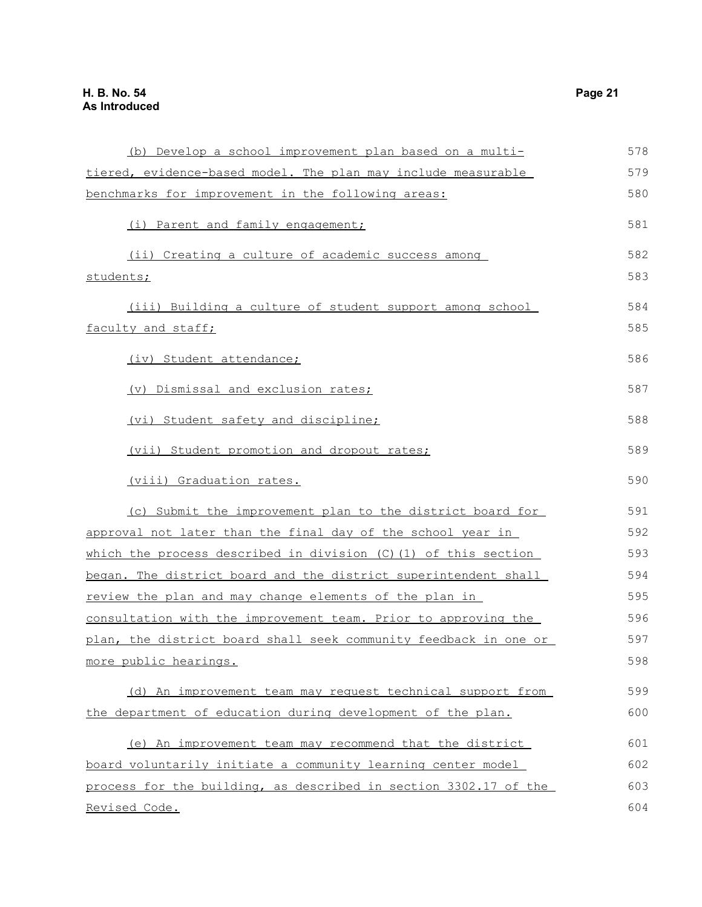(b) Develop a school improvement plan based on a multi-tiered, evidence-based model. The plan may include measurable benchmarks for improvement in the following areas:

(i) Parent and family engagement;

(ii) Creating a culture of academic success among students;

(iii) Building a culture of student support among school faculty and staff;

(iv) Student attendance;

(v) Dismissal and exclusion rates;

(vi) Student safety and discipline;

(vii) Student promotion and dropout rates;

(viii) Graduation rates.

(c) Submit the improvement plan to the district board for approval not later than the final day of the school year in which the process described in division (C)(1) of this section began. The district board and the district superintendent shall review the plan and may change elements of the plan in consultation with the improvement team. Prior to approving the plan, the district board shall seek community feedback in one or more public hearings.

(d) An improvement team may request technical support from the department of education during development of the plan.

(e) An improvement team may recommend that the district board voluntarily initiate a community learning center model process for the building, as described in section 3302.17 of the Revised Code.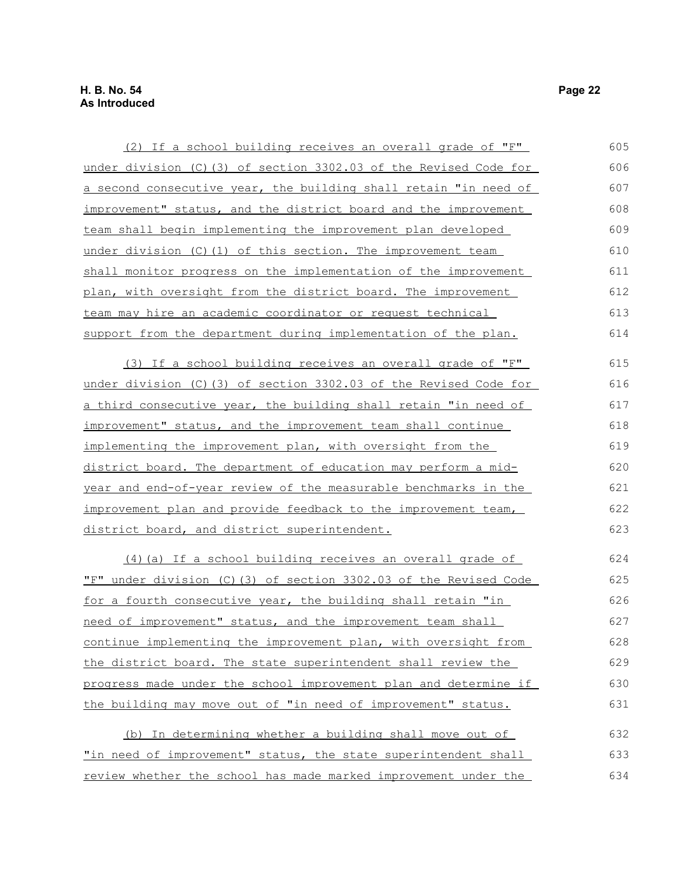(2) If a school building receives an overall grade of "F" under division (C)(3) of section 3302.03 of the Revised Code for a second consecutive year, the building shall retain "in need of improvement" status, and the district board and the improvement team shall begin implementing the improvement plan developed under division (C)(1) of this section. The improvement team shall monitor progress on the implementation of the improvement plan, with oversight from the district board. The improvement team may hire an academic coordinator or request technical support from the department during implementation of the plan.

(3) If a school building receives an overall grade of "F" under division (C)(3) of section 3302.03 of the Revised Code for a third consecutive year, the building shall retain "in need of improvement" status, and the improvement team shall continue implementing the improvement plan, with oversight from the district board. The department of education may perform a mid-year and end-of-year review of the measurable benchmarks in the improvement plan and provide feedback to the improvement team, district board, and district superintendent.

(4)(a) If a school building receives an overall grade of "F" under division (C)(3) of section 3302.03 of the Revised Code for a fourth consecutive year, the building shall retain "in need of improvement" status, and the improvement team shall continue implementing the improvement plan, with oversight from the district board. The state superintendent shall review the progress made under the school improvement plan and determine if the building may move out of "in need of improvement" status.

(b) In determining whether a building shall move out of "in need of improvement" status, the state superintendent shall review whether the school has made marked improvement under the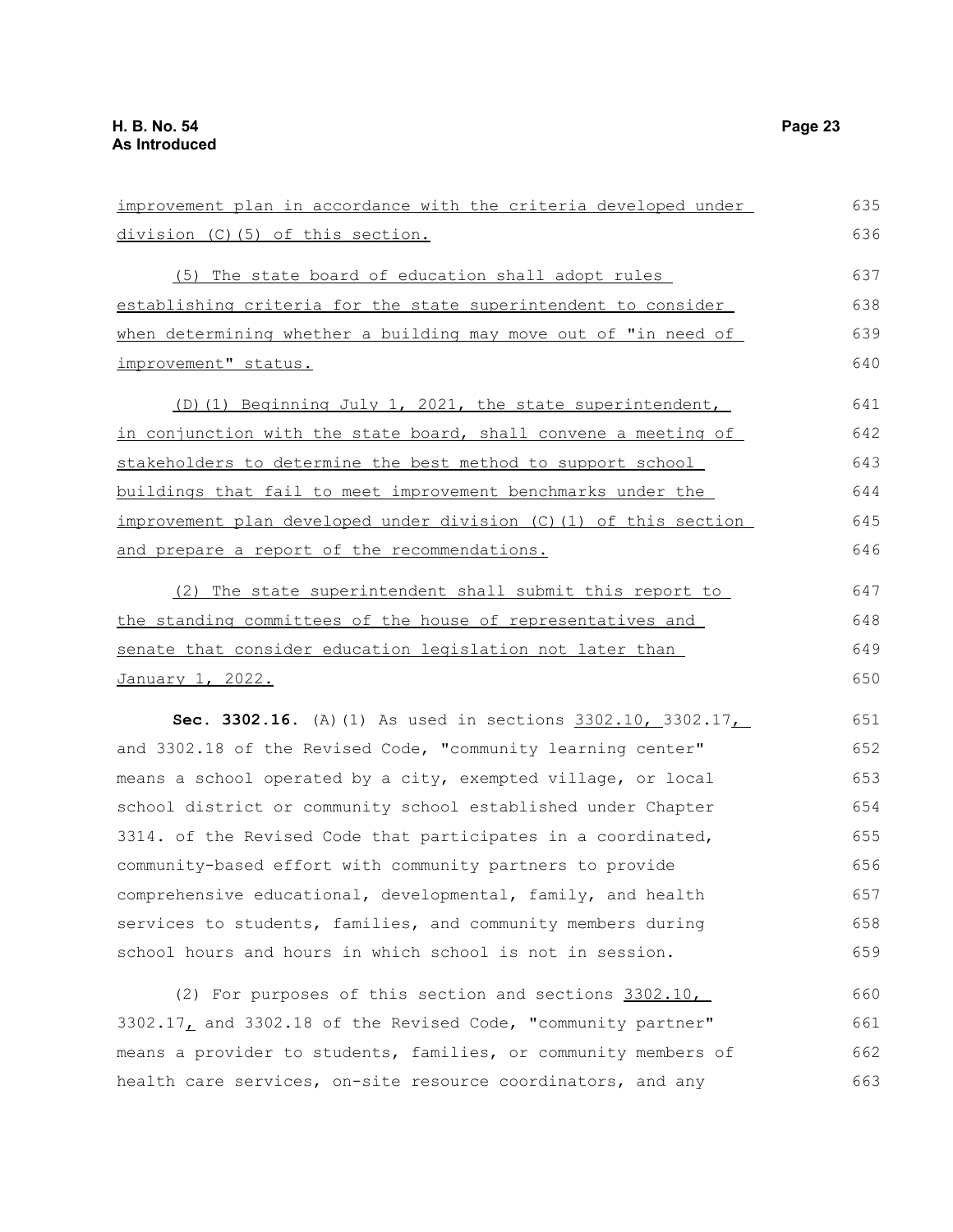improvement plan in accordance with the criteria developed under division (C)(5) of this section.

(5) The state board of education shall adopt rules establishing criteria for the state superintendent to consider when determining whether a building may move out of "in need of improvement" status.

(D)(1) Beginning July 1, 2021, the state superintendent, in conjunction with the state board, shall convene a meeting of stakeholders to determine the best method to support school buildings that fail to meet improvement benchmarks under the improvement plan developed under division (C)(1) of this section and prepare a report of the recommendations.

(2) The state superintendent shall submit this report to the standing committees of the house of representatives and senate that consider education legislation not later than January 1, 2022.

**Sec. 3302.16.** (A)(1) As used in sections 3302.10, 3302.17, and 3302.18 of the Revised Code, "community learning center" means a school operated by a city, exempted village, or local school district or community school established under Chapter 3314. of the Revised Code that participates in a coordinated, community-based effort with community partners to provide comprehensive educational, developmental, family, and health services to students, families, and community members during school hours and hours in which school is not in session.

(2) For purposes of this section and sections 3302.10, 3302.17, and 3302.18 of the Revised Code, "community partner" means a provider to students, families, or community members of health care services, on-site resource coordinators, and any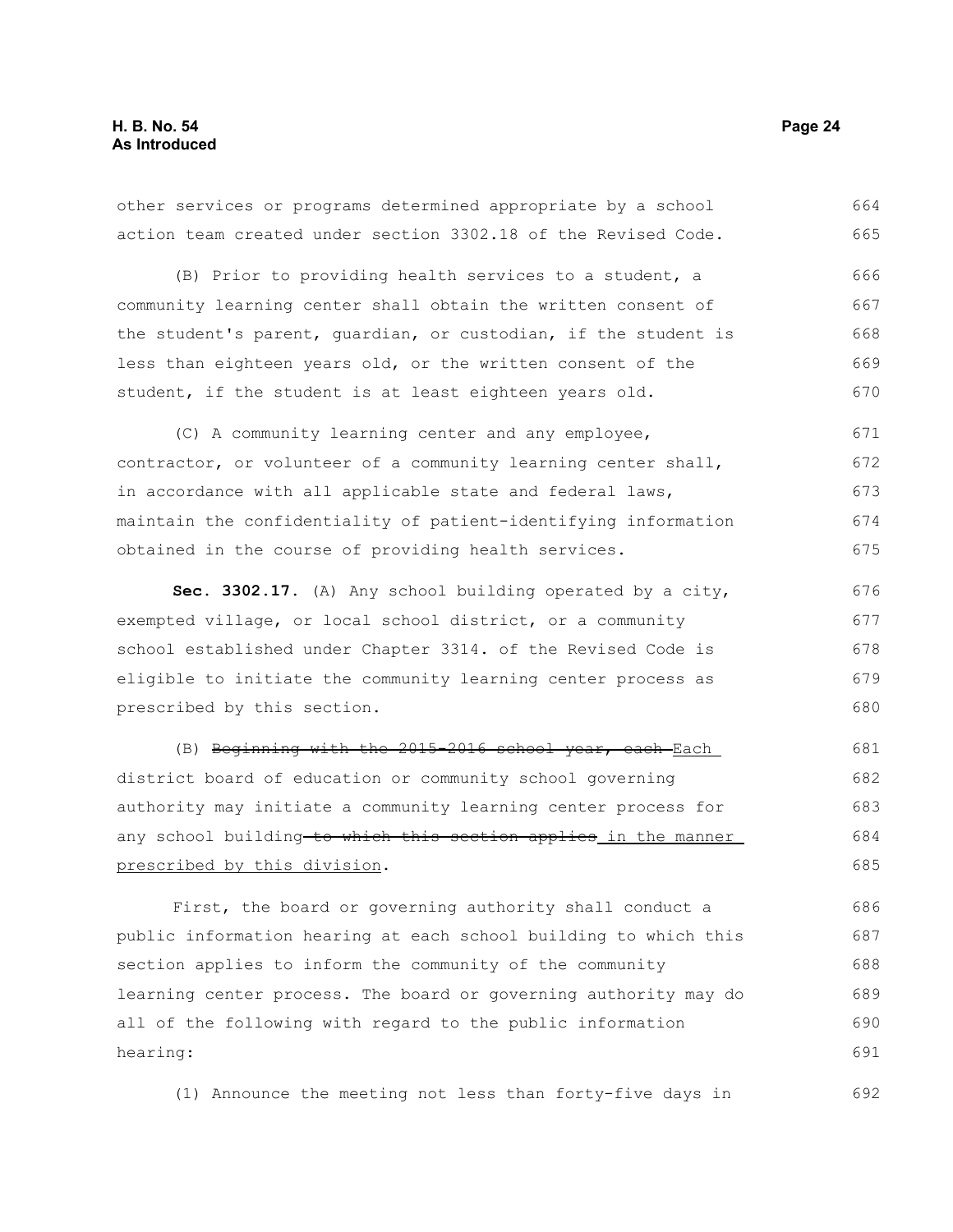other services or programs determined appropriate by a school action team created under section 3302.18 of the Revised Code.

(B) Prior to providing health services to a student, a community learning center shall obtain the written consent of the student's parent, guardian, or custodian, if the student is less than eighteen years old, or the written consent of the student, if the student is at least eighteen years old.

(C) A community learning center and any employee, contractor, or volunteer of a community learning center shall, in accordance with all applicable state and federal laws, maintain the confidentiality of patient-identifying information obtained in the course of providing health services.

**Sec. 3302.17.** (A) Any school building operated by a city, exempted village, or local school district, or a community school established under Chapter 3314. of the Revised Code is eligible to initiate the community learning center process as prescribed by this section.

(B) ~~Beginning with the 2015-2016 school year, each~~ Each district board of education or community school governing authority may initiate a community learning center process for any school building ~~to which this section applies~~ in the manner prescribed by this division.

First, the board or governing authority shall conduct a public information hearing at each school building to which this section applies to inform the community of the community learning center process. The board or governing authority may do all of the following with regard to the public information hearing:

(1) Announce the meeting not less than forty-five days in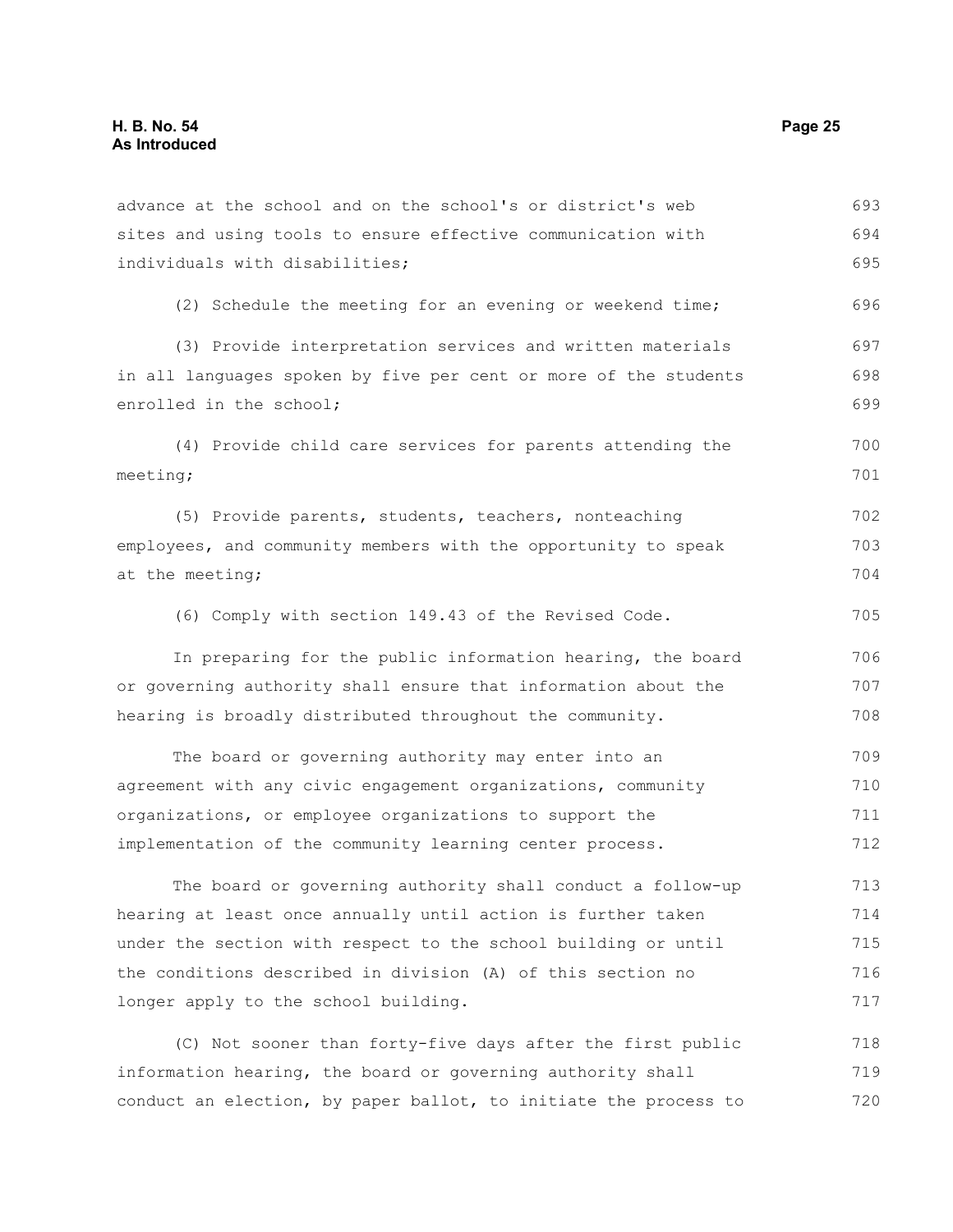advance at the school and on the school's or district's web sites and using tools to ensure effective communication with individuals with disabilities;

(2) Schedule the meeting for an evening or weekend time;

(3) Provide interpretation services and written materials in all languages spoken by five per cent or more of the students enrolled in the school;

(4) Provide child care services for parents attending the meeting;

(5) Provide parents, students, teachers, nonteaching employees, and community members with the opportunity to speak at the meeting;

(6) Comply with section 149.43 of the Revised Code.

In preparing for the public information hearing, the board or governing authority shall ensure that information about the hearing is broadly distributed throughout the community.

The board or governing authority may enter into an agreement with any civic engagement organizations, community organizations, or employee organizations to support the implementation of the community learning center process.

The board or governing authority shall conduct a follow-up hearing at least once annually until action is further taken under the section with respect to the school building or until the conditions described in division (A) of this section no longer apply to the school building.

(C) Not sooner than forty-five days after the first public information hearing, the board or governing authority shall conduct an election, by paper ballot, to initiate the process to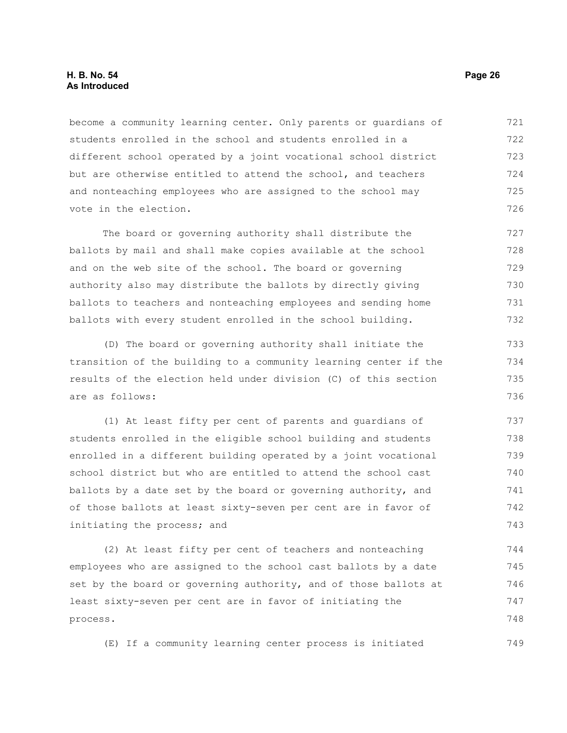become a community learning center. Only parents or guardians of students enrolled in the school and students enrolled in a different school operated by a joint vocational school district but are otherwise entitled to attend the school, and teachers and nonteaching employees who are assigned to the school may vote in the election.

The board or governing authority shall distribute the ballots by mail and shall make copies available at the school and on the web site of the school. The board or governing authority also may distribute the ballots by directly giving ballots to teachers and nonteaching employees and sending home ballots with every student enrolled in the school building.

(D) The board or governing authority shall initiate the transition of the building to a community learning center if the results of the election held under division (C) of this section are as follows:

(1) At least fifty per cent of parents and guardians of students enrolled in the eligible school building and students enrolled in a different building operated by a joint vocational school district but who are entitled to attend the school cast ballots by a date set by the board or governing authority, and of those ballots at least sixty-seven per cent are in favor of initiating the process; and

(2) At least fifty per cent of teachers and nonteaching employees who are assigned to the school cast ballots by a date set by the board or governing authority, and of those ballots at least sixty-seven per cent are in favor of initiating the process.

(E) If a community learning center process is initiated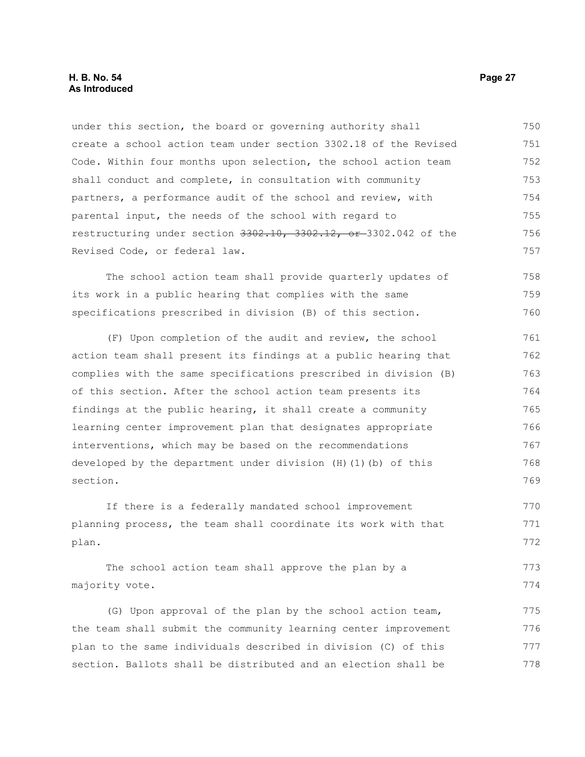under this section, the board or governing authority shall create a school action team under section 3302.18 of the Revised Code. Within four months upon selection, the school action team shall conduct and complete, in consultation with community partners, a performance audit of the school and review, with parental input, the needs of the school with regard to restructuring under section ~~3302.10, 3302.12, or~~ 3302.042 of the Revised Code, or federal law.

The school action team shall provide quarterly updates of its work in a public hearing that complies with the same specifications prescribed in division (B) of this section.

(F) Upon completion of the audit and review, the school action team shall present its findings at a public hearing that complies with the same specifications prescribed in division (B) of this section. After the school action team presents its findings at the public hearing, it shall create a community learning center improvement plan that designates appropriate interventions, which may be based on the recommendations developed by the department under division (H)(1)(b) of this section.

If there is a federally mandated school improvement planning process, the team shall coordinate its work with that plan.

The school action team shall approve the plan by a majority vote.

(G) Upon approval of the plan by the school action team, the team shall submit the community learning center improvement plan to the same individuals described in division (C) of this section. Ballots shall be distributed and an election shall be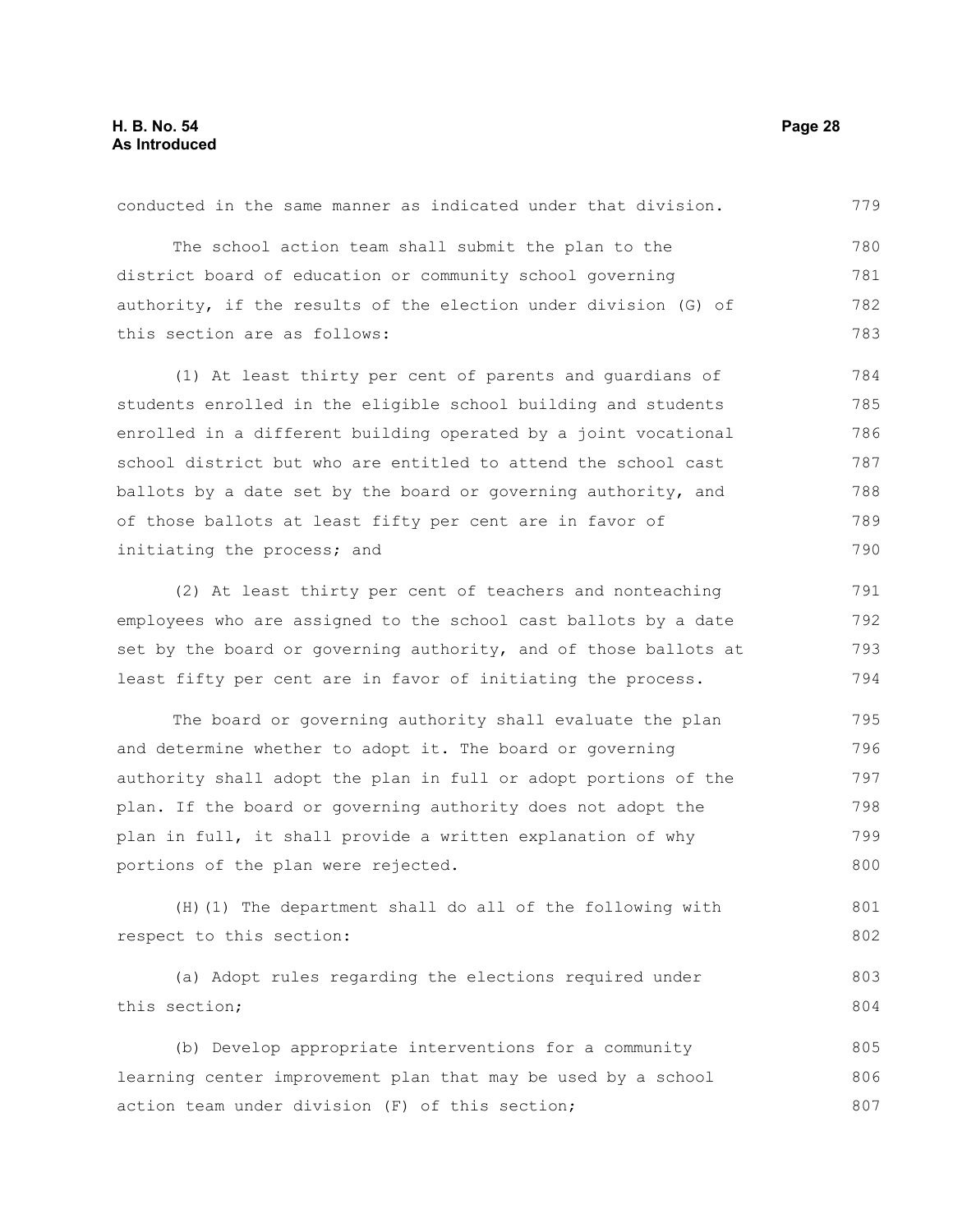conducted in the same manner as indicated under that division.

The school action team shall submit the plan to the district board of education or community school governing authority, if the results of the election under division (G) of this section are as follows:

(1) At least thirty per cent of parents and guardians of students enrolled in the eligible school building and students enrolled in a different building operated by a joint vocational school district but who are entitled to attend the school cast ballots by a date set by the board or governing authority, and of those ballots at least fifty per cent are in favor of initiating the process; and

(2) At least thirty per cent of teachers and nonteaching employees who are assigned to the school cast ballots by a date set by the board or governing authority, and of those ballots at least fifty per cent are in favor of initiating the process.

The board or governing authority shall evaluate the plan and determine whether to adopt it. The board or governing authority shall adopt the plan in full or adopt portions of the plan. If the board or governing authority does not adopt the plan in full, it shall provide a written explanation of why portions of the plan were rejected.

(H)(1) The department shall do all of the following with respect to this section:

(a) Adopt rules regarding the elections required under this section;

(b) Develop appropriate interventions for a community learning center improvement plan that may be used by a school action team under division (F) of this section;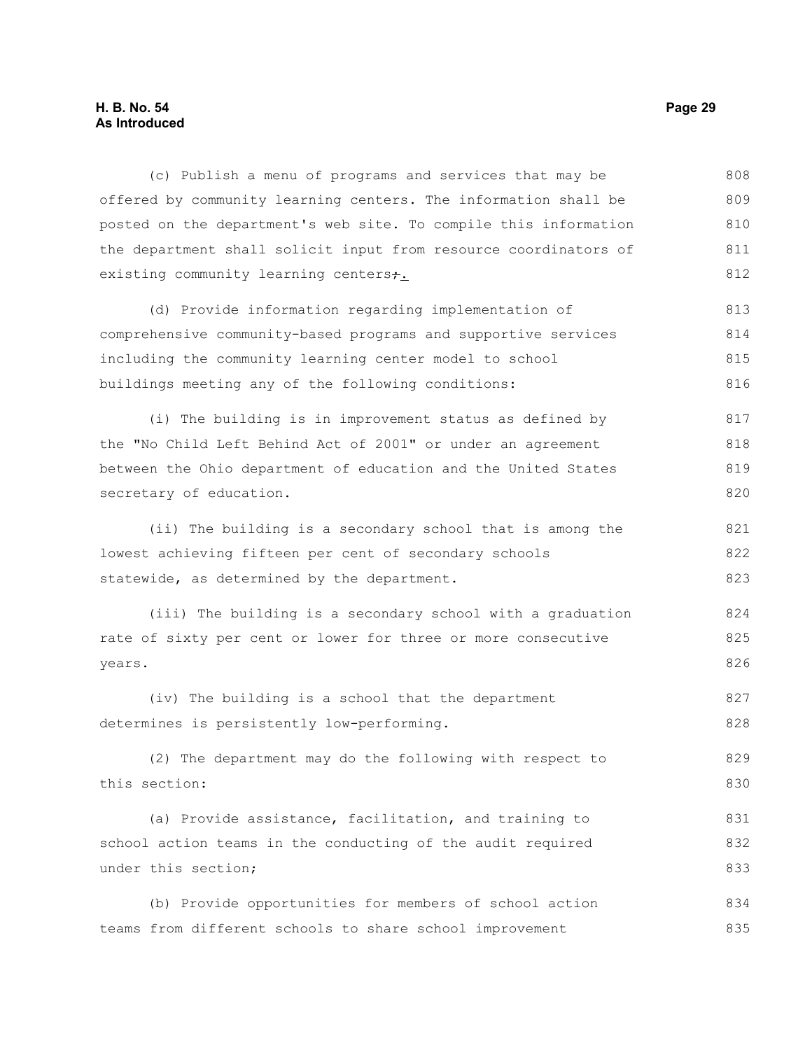(c) Publish a menu of programs and services that may be offered by community learning centers. The information shall be posted on the department's web site. To compile this information the department shall solicit input from resource coordinators of existing community learning centers;.

(d) Provide information regarding implementation of comprehensive community-based programs and supportive services including the community learning center model to school buildings meeting any of the following conditions:

(i) The building is in improvement status as defined by the "No Child Left Behind Act of 2001" or under an agreement between the Ohio department of education and the United States secretary of education.

(ii) The building is a secondary school that is among the lowest achieving fifteen per cent of secondary schools statewide, as determined by the department.

(iii) The building is a secondary school with a graduation rate of sixty per cent or lower for three or more consecutive years.

(iv) The building is a school that the department determines is persistently low-performing.

(2) The department may do the following with respect to this section:

(a) Provide assistance, facilitation, and training to school action teams in the conducting of the audit required under this section;

(b) Provide opportunities for members of school action teams from different schools to share school improvement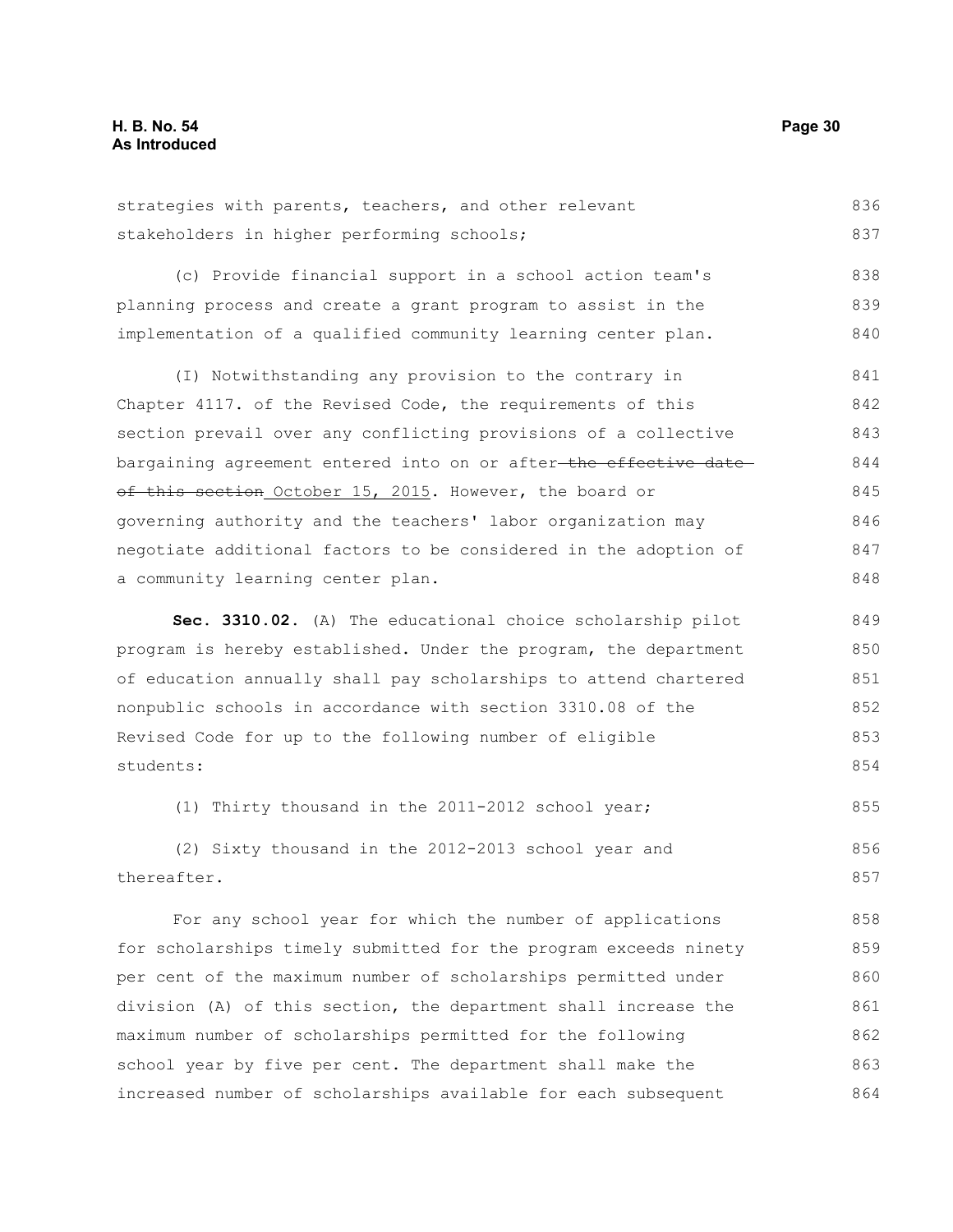strategies with parents, teachers, and other relevant stakeholders in higher performing schools;

(c) Provide financial support in a school action team's planning process and create a grant program to assist in the implementation of a qualified community learning center plan.

(I) Notwithstanding any provision to the contrary in Chapter 4117. of the Revised Code, the requirements of this section prevail over any conflicting provisions of a collective bargaining agreement entered into on or after ~~the effective date of this section~~ October 15, 2015. However, the board or governing authority and the teachers' labor organization may negotiate additional factors to be considered in the adoption of a community learning center plan.

**Sec. 3310.02.** (A) The educational choice scholarship pilot program is hereby established. Under the program, the department of education annually shall pay scholarships to attend chartered nonpublic schools in accordance with section 3310.08 of the Revised Code for up to the following number of eligible students:

(1) Thirty thousand in the 2011-2012 school year;

(2) Sixty thousand in the 2012-2013 school year and thereafter.

For any school year for which the number of applications for scholarships timely submitted for the program exceeds ninety per cent of the maximum number of scholarships permitted under division (A) of this section, the department shall increase the maximum number of scholarships permitted for the following school year by five per cent. The department shall make the increased number of scholarships available for each subsequent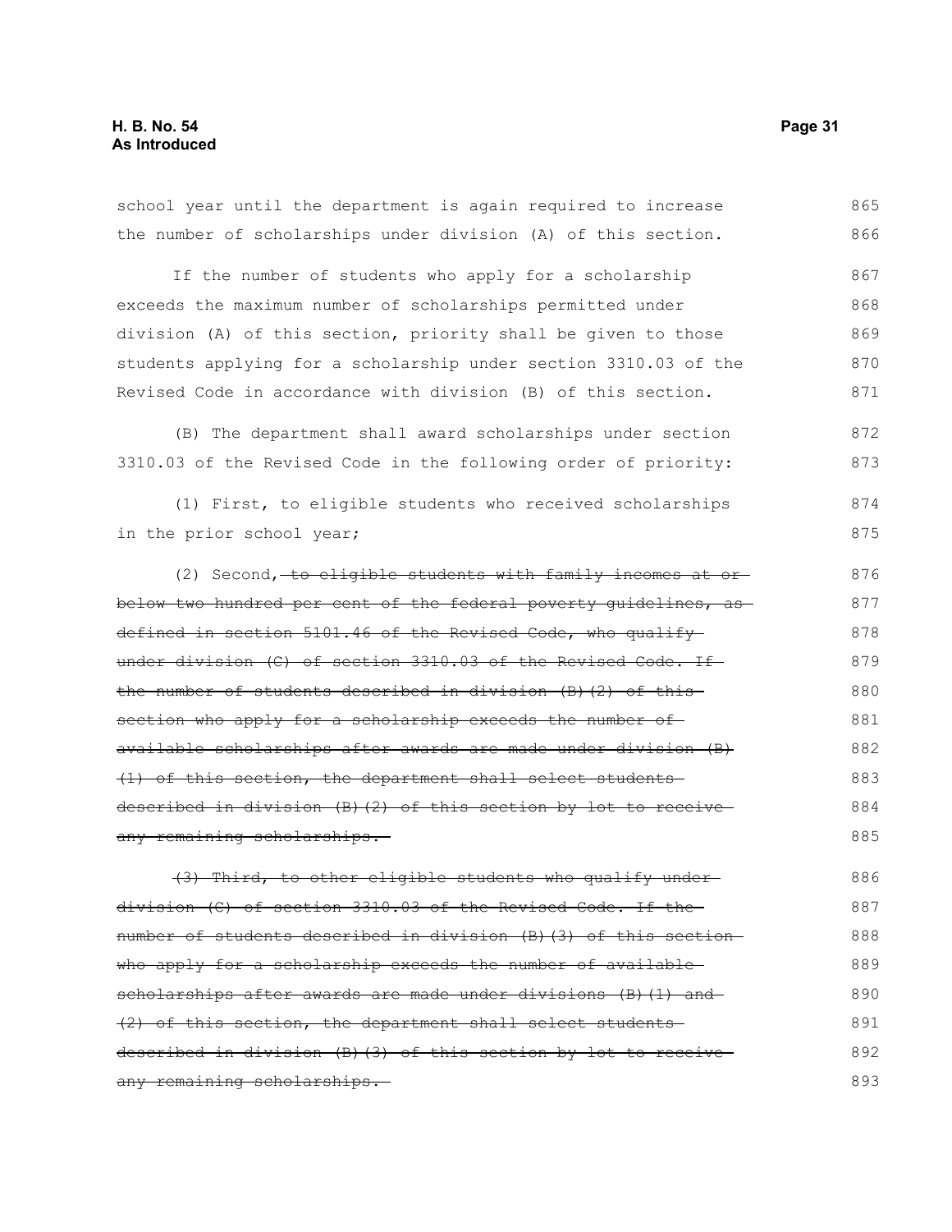school year until the department is again required to increase the number of scholarships under division (A) of this section.

If the number of students who apply for a scholarship exceeds the maximum number of scholarships permitted under division (A) of this section, priority shall be given to those students applying for a scholarship under section 3310.03 of the Revised Code in accordance with division (B) of this section.

(B) The department shall award scholarships under section 3310.03 of the Revised Code in the following order of priority:

(1) First, to eligible students who received scholarships in the prior school year;

(2) Second, ~~to eligible students with family incomes at or below two hundred per cent of the federal poverty guidelines, as defined in section 5101.46 of the Revised Code, who qualify under division (C) of section 3310.03 of the Revised Code. If the number of students described in division (B)(2) of this section who apply for a scholarship exceeds the number of available scholarships after awards are made under division (B)(1) of this section, the department shall select students described in division (B)(2) of this section by lot to receive any remaining scholarships.~~

~~(3) Third, to other eligible students who qualify under division (C) of section 3310.03 of the Revised Code. If the number of students described in division (B)(3) of this section who apply for a scholarship exceeds the number of available scholarships after awards are made under divisions (B)(1) and (2) of this section, the department shall select students described in division (B)(3) of this section by lot to receive any remaining scholarships.~~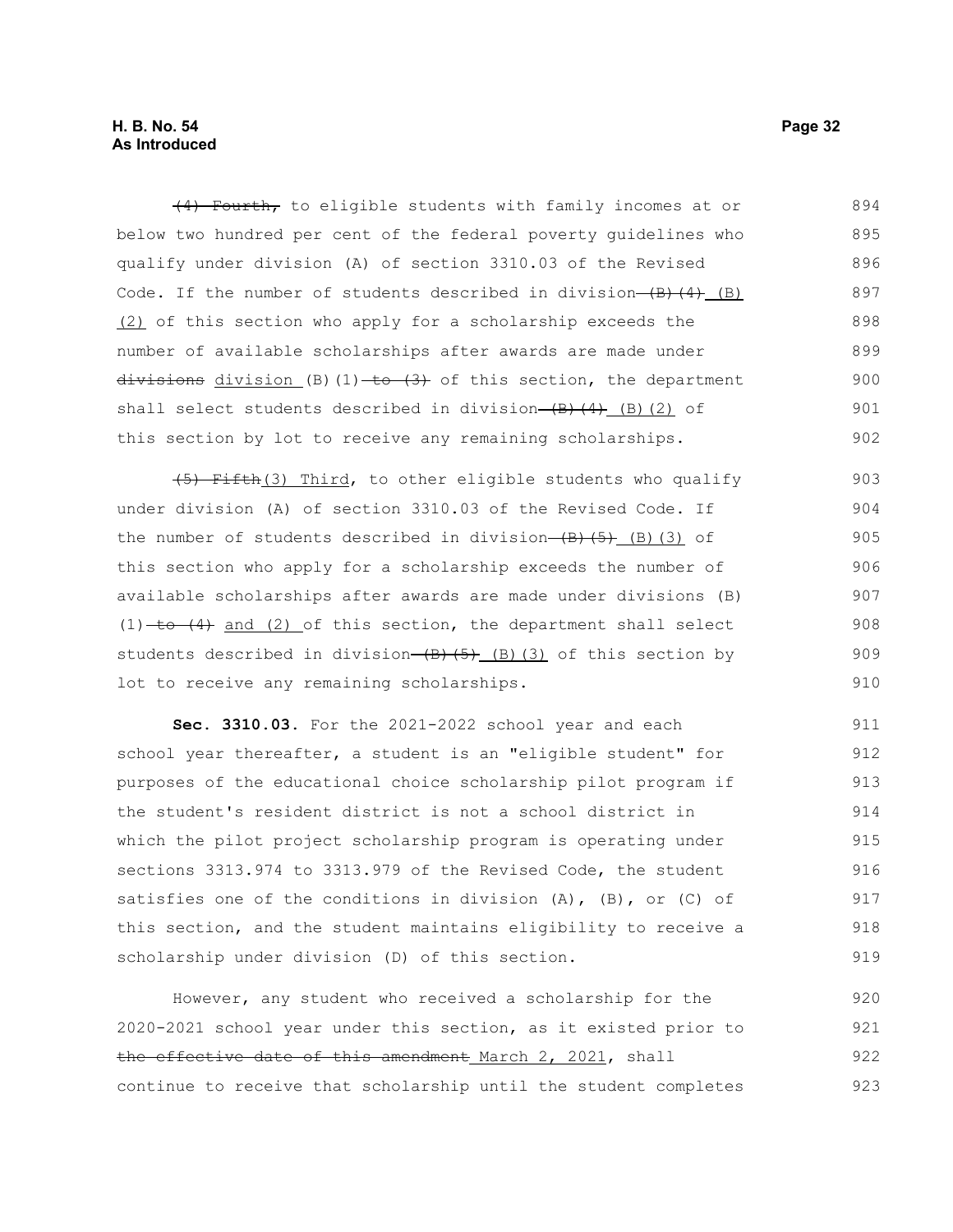(4) Fourth, to eligible students with family incomes at or below two hundred per cent of the federal poverty guidelines who qualify under division (A) of section 3310.03 of the Revised Code. If the number of students described in division (B)(4) (B)(2) of this section who apply for a scholarship exceeds the number of available scholarships after awards are made under divisions division (B)(1) to (3) of this section, the department shall select students described in division (B)(4) (B)(2) of this section by lot to receive any remaining scholarships.

(5) Fifth(3) Third, to other eligible students who qualify under division (A) of section 3310.03 of the Revised Code. If the number of students described in division (B)(5) (B)(3) of this section who apply for a scholarship exceeds the number of available scholarships after awards are made under divisions (B)(1) to (4) and (2) of this section, the department shall select students described in division (B)(5) (B)(3) of this section by lot to receive any remaining scholarships.

**Sec. 3310.03.** For the 2021-2022 school year and each school year thereafter, a student is an "eligible student" for purposes of the educational choice scholarship pilot program if the student's resident district is not a school district in which the pilot project scholarship program is operating under sections 3313.974 to 3313.979 of the Revised Code, the student satisfies one of the conditions in division (A), (B), or (C) of this section, and the student maintains eligibility to receive a scholarship under division (D) of this section.

However, any student who received a scholarship for the 2020-2021 school year under this section, as it existed prior to the effective date of this amendment March 2, 2021, shall continue to receive that scholarship until the student completes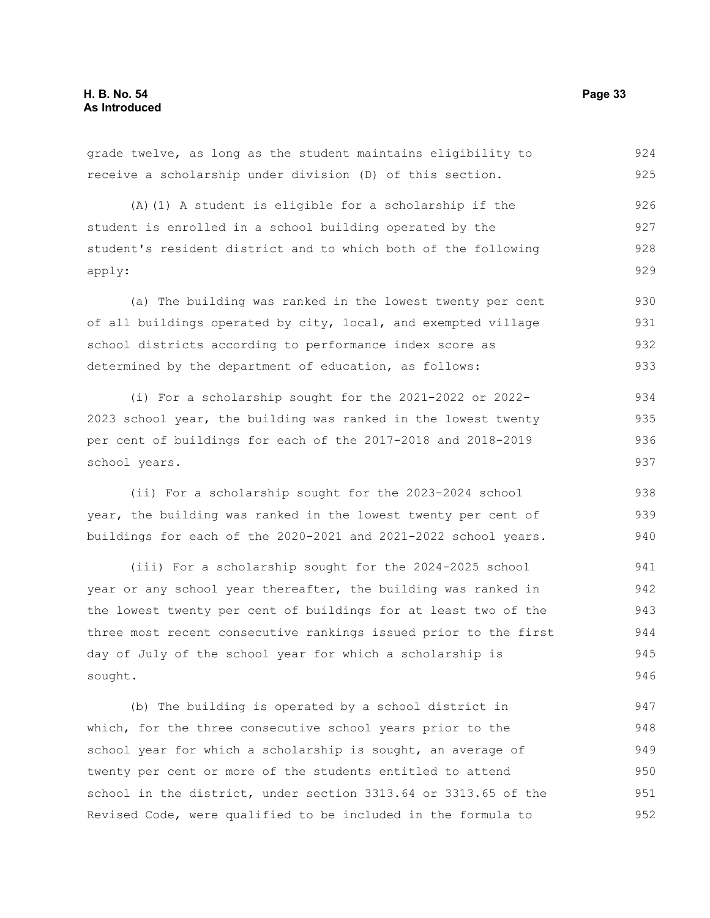grade twelve, as long as the student maintains eligibility to receive a scholarship under division (D) of this section.

(A)(1) A student is eligible for a scholarship if the student is enrolled in a school building operated by the student's resident district and to which both of the following apply:

(a) The building was ranked in the lowest twenty per cent of all buildings operated by city, local, and exempted village school districts according to performance index score as determined by the department of education, as follows:

(i) For a scholarship sought for the 2021-2022 or 2022-2023 school year, the building was ranked in the lowest twenty per cent of buildings for each of the 2017-2018 and 2018-2019 school years.

(ii) For a scholarship sought for the 2023-2024 school year, the building was ranked in the lowest twenty per cent of buildings for each of the 2020-2021 and 2021-2022 school years.

(iii) For a scholarship sought for the 2024-2025 school year or any school year thereafter, the building was ranked in the lowest twenty per cent of buildings for at least two of the three most recent consecutive rankings issued prior to the first day of July of the school year for which a scholarship is sought.

(b) The building is operated by a school district in which, for the three consecutive school years prior to the school year for which a scholarship is sought, an average of twenty per cent or more of the students entitled to attend school in the district, under section 3313.64 or 3313.65 of the Revised Code, were qualified to be included in the formula to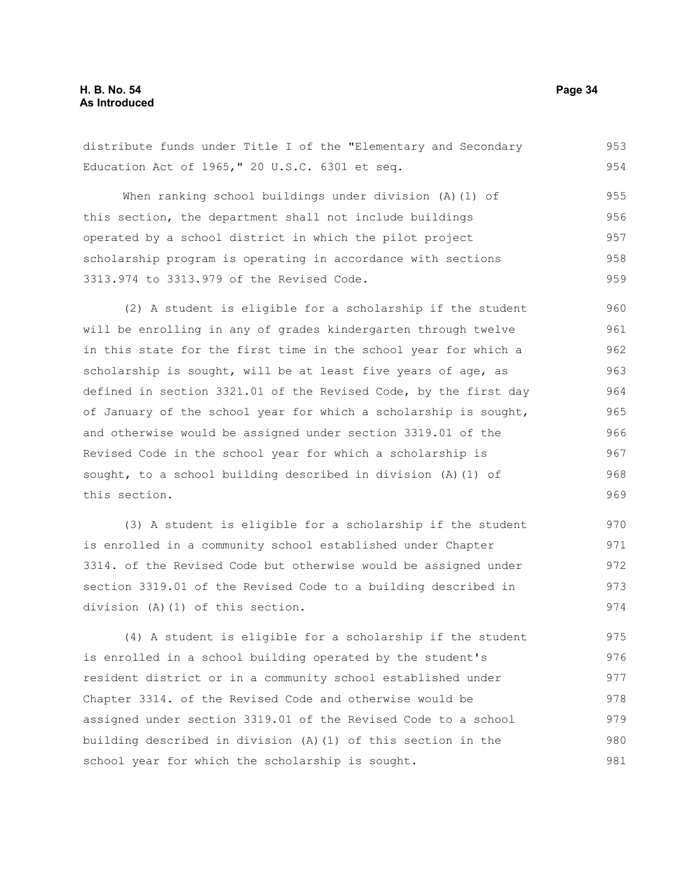distribute funds under Title I of the "Elementary and Secondary Education Act of 1965," 20 U.S.C. 6301 et seq.

When ranking school buildings under division (A)(1) of this section, the department shall not include buildings operated by a school district in which the pilot project scholarship program is operating in accordance with sections 3313.974 to 3313.979 of the Revised Code.

(2) A student is eligible for a scholarship if the student will be enrolling in any of grades kindergarten through twelve in this state for the first time in the school year for which a scholarship is sought, will be at least five years of age, as defined in section 3321.01 of the Revised Code, by the first day of January of the school year for which a scholarship is sought, and otherwise would be assigned under section 3319.01 of the Revised Code in the school year for which a scholarship is sought, to a school building described in division (A)(1) of this section.

(3) A student is eligible for a scholarship if the student is enrolled in a community school established under Chapter 3314. of the Revised Code but otherwise would be assigned under section 3319.01 of the Revised Code to a building described in division (A)(1) of this section.

(4) A student is eligible for a scholarship if the student is enrolled in a school building operated by the student's resident district or in a community school established under Chapter 3314. of the Revised Code and otherwise would be assigned under section 3319.01 of the Revised Code to a school building described in division (A)(1) of this section in the school year for which the scholarship is sought.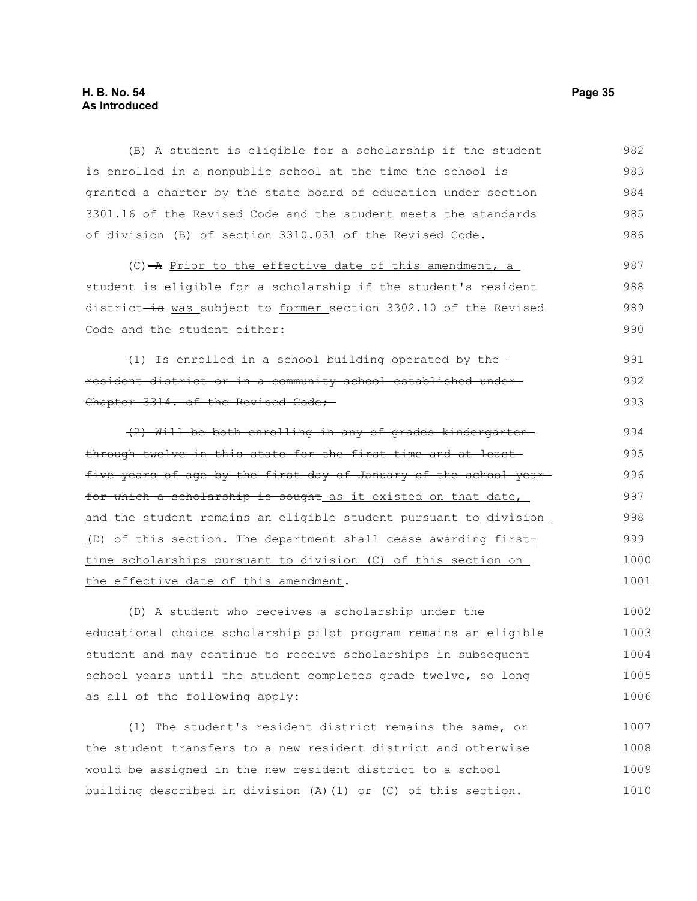(B) A student is eligible for a scholarship if the student is enrolled in a nonpublic school at the time the school is granted a charter by the state board of education under section 3301.16 of the Revised Code and the student meets the standards of division (B) of section 3310.031 of the Revised Code.

(C) ~~A~~ Prior to the effective date of this amendment, a student is eligible for a scholarship if the student's resident district ~~is~~ was subject to former section 3302.10 of the Revised Code ~~and the student either:~~

~~(1) Is enrolled in a school building operated by the resident district or in a community school established under Chapter 3314. of the Revised Code;~~

~~(2) Will be both enrolling in any of grades kindergarten through twelve in this state for the first time and at least five years of age by the first day of January of the school year for which a scholarship is sought~~ as it existed on that date, and the student remains an eligible student pursuant to division (D) of this section. The department shall cease awarding first-time scholarships pursuant to division (C) of this section on the effective date of this amendment.

(D) A student who receives a scholarship under the educational choice scholarship pilot program remains an eligible student and may continue to receive scholarships in subsequent school years until the student completes grade twelve, so long as all of the following apply:

(1) The student's resident district remains the same, or the student transfers to a new resident district and otherwise would be assigned in the new resident district to a school building described in division (A)(1) or (C) of this section.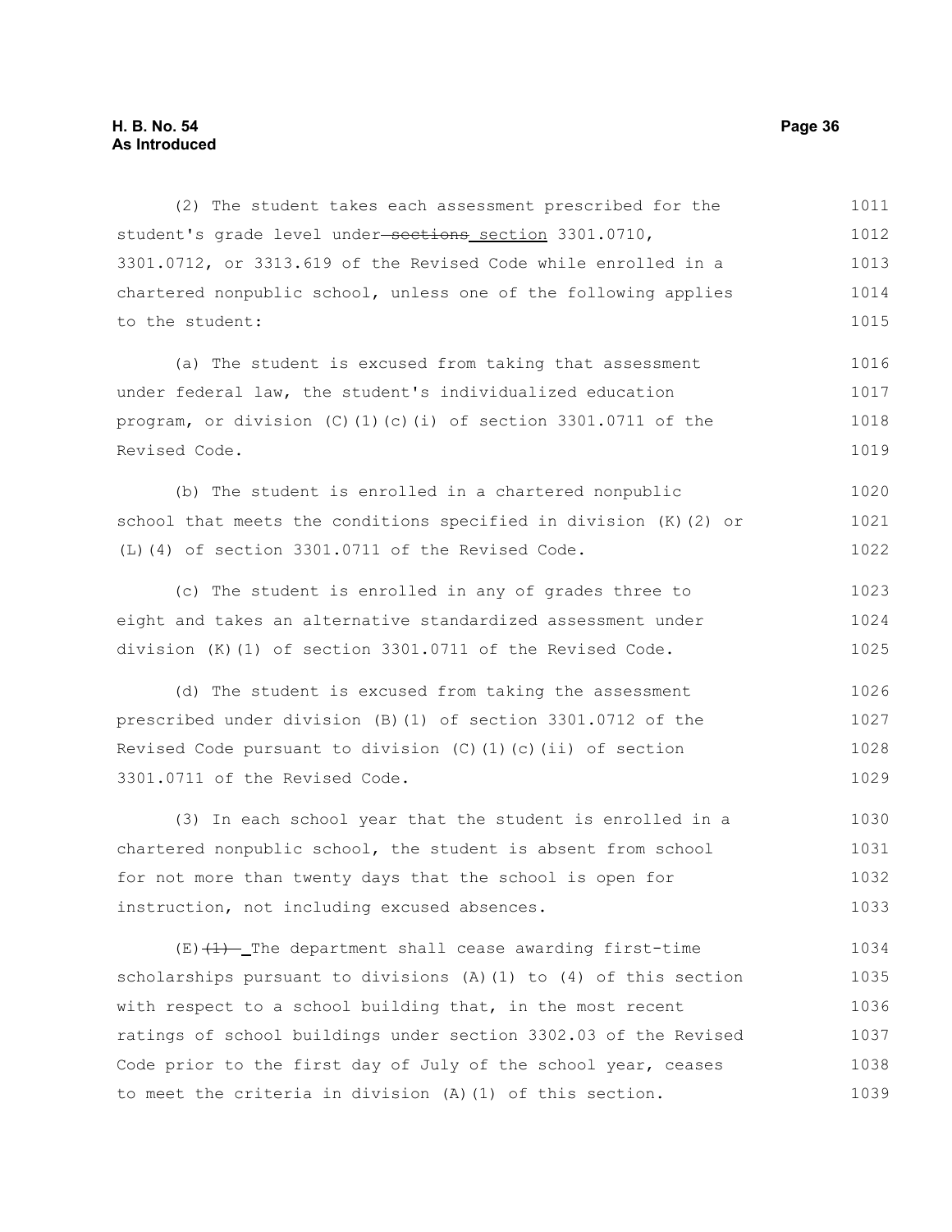(2) The student takes each assessment prescribed for the student's grade level under ~~sections~~ section 3301.0710, 3301.0712, or 3313.619 of the Revised Code while enrolled in a chartered nonpublic school, unless one of the following applies to the student:

(a) The student is excused from taking that assessment under federal law, the student's individualized education program, or division (C)(1)(c)(i) of section 3301.0711 of the Revised Code.

(b) The student is enrolled in a chartered nonpublic school that meets the conditions specified in division (K)(2) or (L)(4) of section 3301.0711 of the Revised Code.

(c) The student is enrolled in any of grades three to eight and takes an alternative standardized assessment under division (K)(1) of section 3301.0711 of the Revised Code.

(d) The student is excused from taking the assessment prescribed under division (B)(1) of section 3301.0712 of the Revised Code pursuant to division (C)(1)(c)(ii) of section 3301.0711 of the Revised Code.

(3) In each school year that the student is enrolled in a chartered nonpublic school, the student is absent from school for not more than twenty days that the school is open for instruction, not including excused absences.

(E) ~~(1)~~ The department shall cease awarding first-time scholarships pursuant to divisions (A)(1) to (4) of this section with respect to a school building that, in the most recent ratings of school buildings under section 3302.03 of the Revised Code prior to the first day of July of the school year, ceases to meet the criteria in division (A)(1) of this section.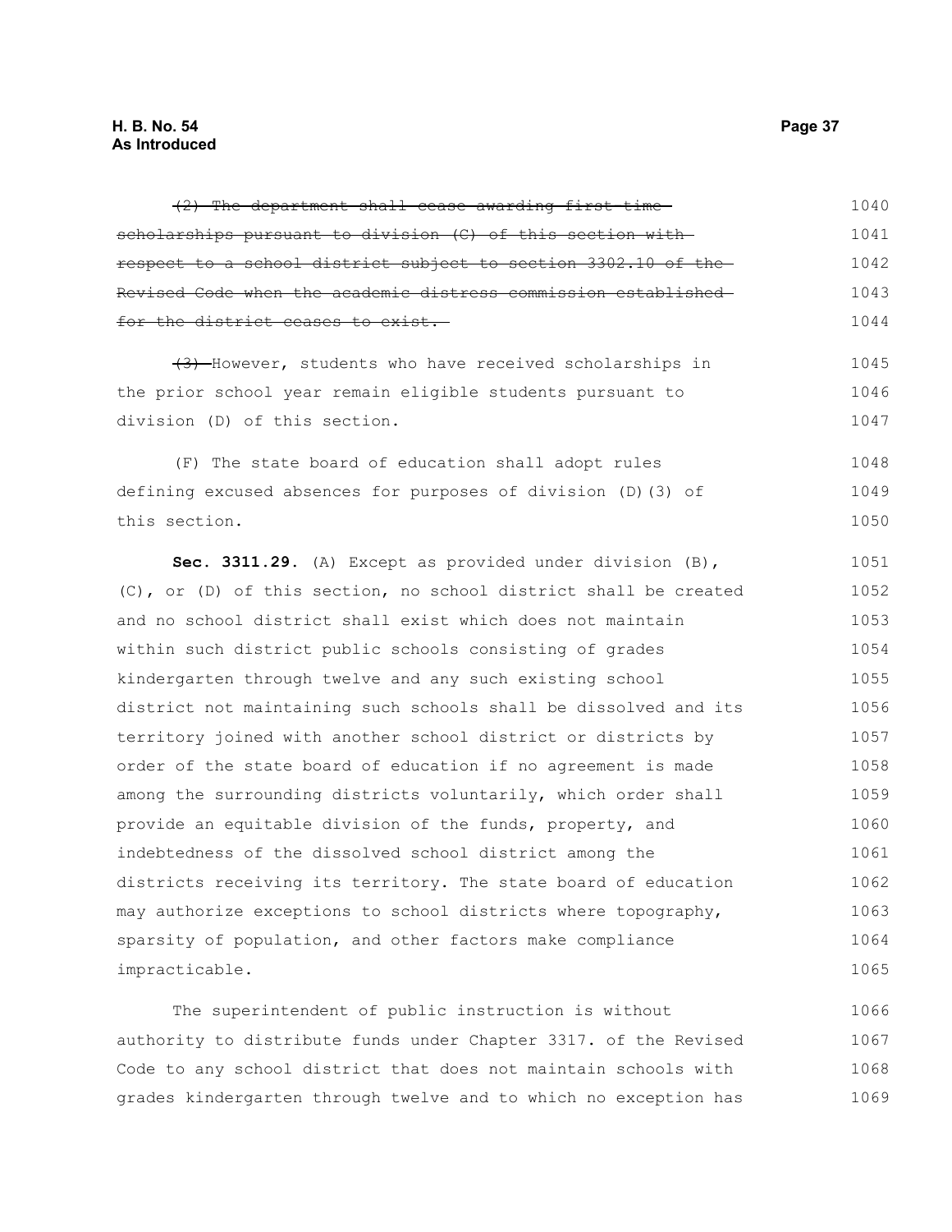~~(2) The department shall cease awarding first-time scholarships pursuant to division (C) of this section with respect to a school district subject to section 3302.10 of the Revised Code when the academic distress commission established for the district ceases to exist.~~

~~(3)~~ However, students who have received scholarships in the prior school year remain eligible students pursuant to division (D) of this section.

(F) The state board of education shall adopt rules defining excused absences for purposes of division (D)(3) of this section.

**Sec. 3311.29.** (A) Except as provided under division (B), (C), or (D) of this section, no school district shall be created and no school district shall exist which does not maintain within such district public schools consisting of grades kindergarten through twelve and any such existing school district not maintaining such schools shall be dissolved and its territory joined with another school district or districts by order of the state board of education if no agreement is made among the surrounding districts voluntarily, which order shall provide an equitable division of the funds, property, and indebtedness of the dissolved school district among the districts receiving its territory. The state board of education may authorize exceptions to school districts where topography, sparsity of population, and other factors make compliance impracticable.

The superintendent of public instruction is without authority to distribute funds under Chapter 3317. of the Revised Code to any school district that does not maintain schools with grades kindergarten through twelve and to which no exception has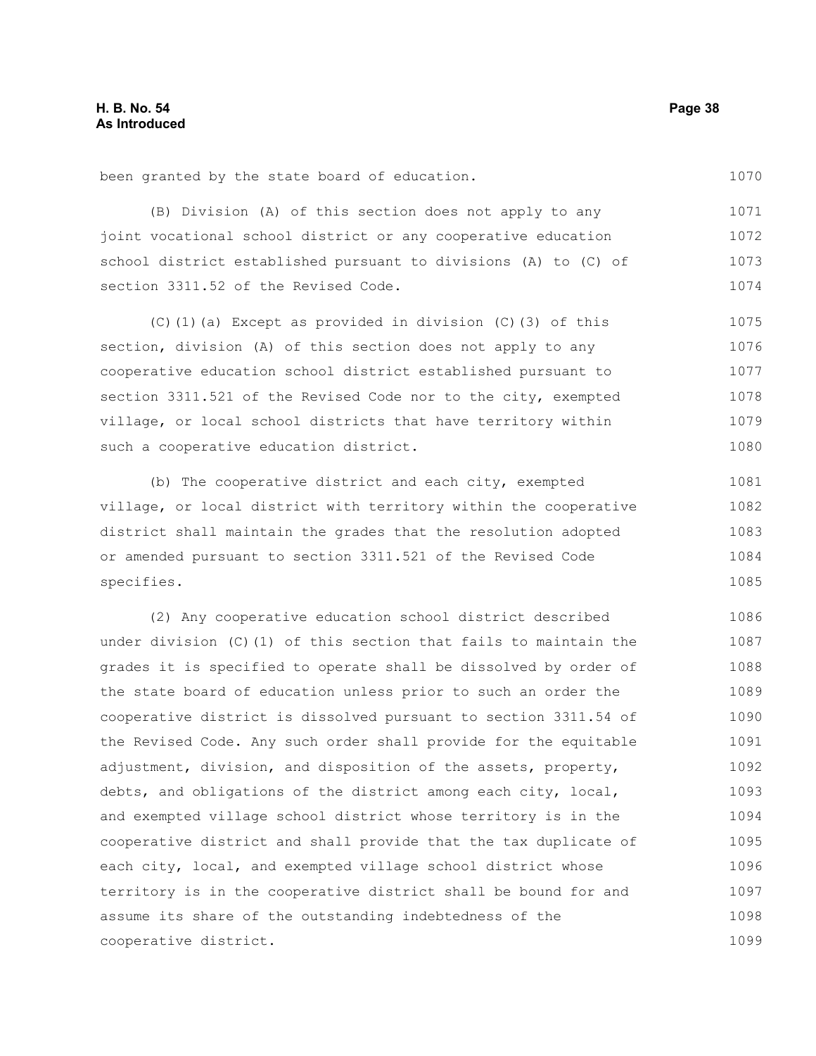been granted by the state board of education.

(B) Division (A) of this section does not apply to any joint vocational school district or any cooperative education school district established pursuant to divisions (A) to (C) of section 3311.52 of the Revised Code.

(C)(1)(a) Except as provided in division (C)(3) of this section, division (A) of this section does not apply to any cooperative education school district established pursuant to section 3311.521 of the Revised Code nor to the city, exempted village, or local school districts that have territory within such a cooperative education district.

(b) The cooperative district and each city, exempted village, or local district with territory within the cooperative district shall maintain the grades that the resolution adopted or amended pursuant to section 3311.521 of the Revised Code specifies.

(2) Any cooperative education school district described under division (C)(1) of this section that fails to maintain the grades it is specified to operate shall be dissolved by order of the state board of education unless prior to such an order the cooperative district is dissolved pursuant to section 3311.54 of the Revised Code. Any such order shall provide for the equitable adjustment, division, and disposition of the assets, property, debts, and obligations of the district among each city, local, and exempted village school district whose territory is in the cooperative district and shall provide that the tax duplicate of each city, local, and exempted village school district whose territory is in the cooperative district shall be bound for and assume its share of the outstanding indebtedness of the cooperative district.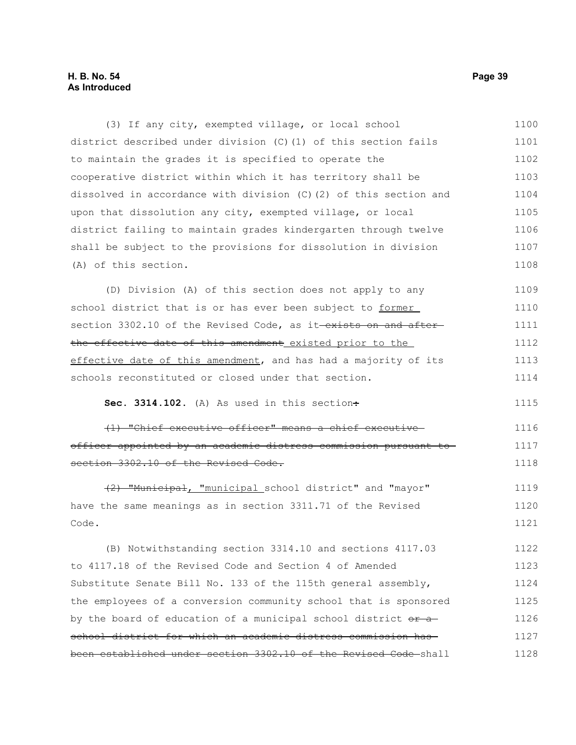(3) If any city, exempted village, or local school district described under division (C)(1) of this section fails to maintain the grades it is specified to operate the cooperative district within which it has territory shall be dissolved in accordance with division (C)(2) of this section and upon that dissolution any city, exempted village, or local district failing to maintain grades kindergarten through twelve shall be subject to the provisions for dissolution in division (A) of this section.

(D) Division (A) of this section does not apply to any school district that is or has ever been subject to former section 3302.10 of the Revised Code, as it ~~exists on and after the effective date of this amendment~~ existed prior to the effective date of this amendment, and has had a majority of its schools reconstituted or closed under that section.

**Sec. 3314.102.** (A) As used in this section~~:~~

~~(1) "Chief executive officer" means a chief executive officer appointed by an academic distress commission pursuant to section 3302.10 of the Revised Code.~~

~~(2) "Municipal~~, "municipal school district" and "mayor" have the same meanings as in section 3311.71 of the Revised Code.

(B) Notwithstanding section 3314.10 and sections 4117.03 to 4117.18 of the Revised Code and Section 4 of Amended Substitute Senate Bill No. 133 of the 115th general assembly, the employees of a conversion community school that is sponsored by the board of education of a municipal school district ~~or a school district for which an academic distress commission has been established under section 3302.10 of the Revised Code~~ shall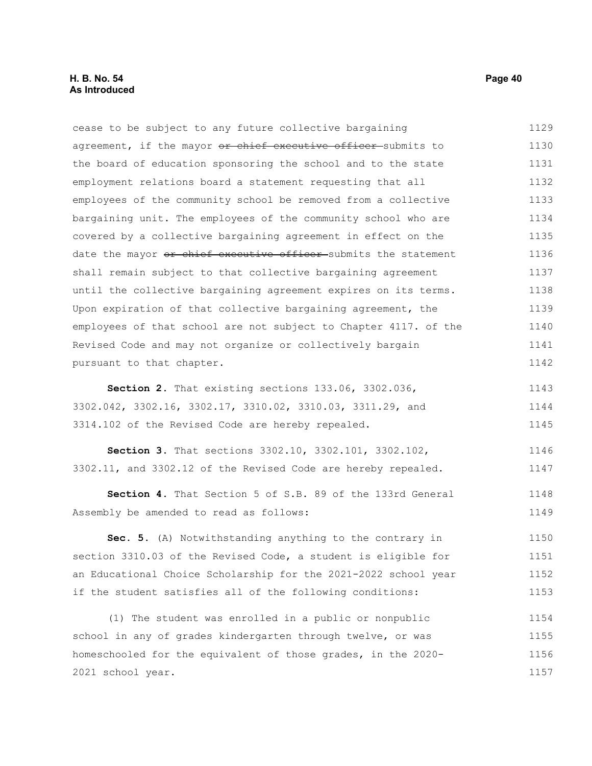cease to be subject to any future collective bargaining agreement, if the mayor ~~or chief executive officer~~ submits to the board of education sponsoring the school and to the state employment relations board a statement requesting that all employees of the community school be removed from a collective bargaining unit. The employees of the community school who are covered by a collective bargaining agreement in effect on the date the mayor ~~or chief executive officer~~ submits the statement shall remain subject to that collective bargaining agreement until the collective bargaining agreement expires on its terms. Upon expiration of that collective bargaining agreement, the employees of that school are not subject to Chapter 4117. of the Revised Code and may not organize or collectively bargain pursuant to that chapter.

**Section 2.** That existing sections 133.06, 3302.036, 3302.042, 3302.16, 3302.17, 3310.02, 3310.03, 3311.29, and 3314.102 of the Revised Code are hereby repealed.

**Section 3.** That sections 3302.10, 3302.101, 3302.102, 3302.11, and 3302.12 of the Revised Code are hereby repealed.

**Section 4.** That Section 5 of S.B. 89 of the 133rd General Assembly be amended to read as follows:

**Sec. 5.** (A) Notwithstanding anything to the contrary in section 3310.03 of the Revised Code, a student is eligible for an Educational Choice Scholarship for the 2021-2022 school year if the student satisfies all of the following conditions:

(1) The student was enrolled in a public or nonpublic school in any of grades kindergarten through twelve, or was homeschooled for the equivalent of those grades, in the 2020-2021 school year.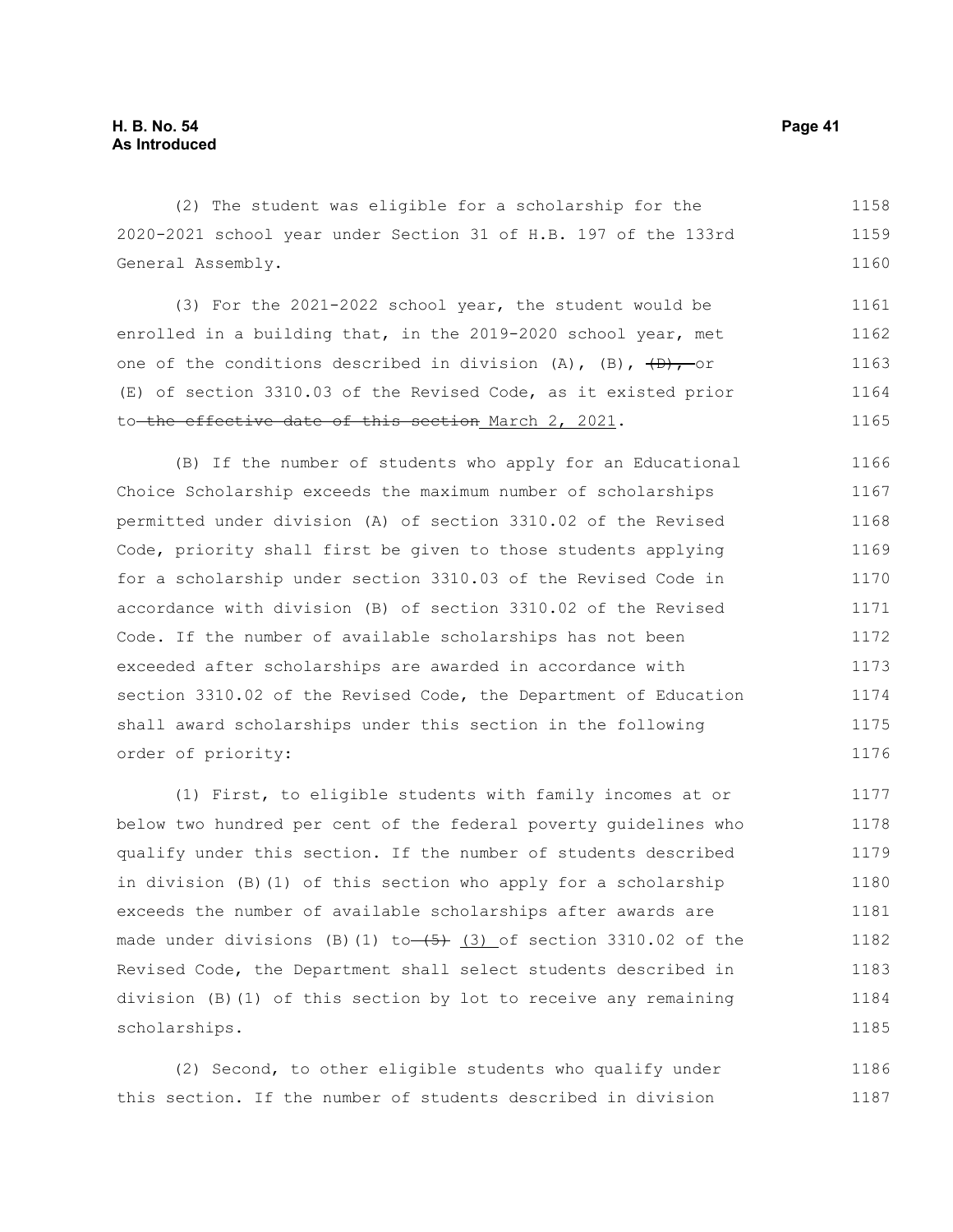(2) The student was eligible for a scholarship for the 2020-2021 school year under Section 31 of H.B. 197 of the 133rd General Assembly.

(3) For the 2021-2022 school year, the student would be enrolled in a building that, in the 2019-2020 school year, met one of the conditions described in division (A), (B), ~~(D),~~ or (E) of section 3310.03 of the Revised Code, as it existed prior to ~~the effective date of this section~~ March 2, 2021.

(B) If the number of students who apply for an Educational Choice Scholarship exceeds the maximum number of scholarships permitted under division (A) of section 3310.02 of the Revised Code, priority shall first be given to those students applying for a scholarship under section 3310.03 of the Revised Code in accordance with division (B) of section 3310.02 of the Revised Code. If the number of available scholarships has not been exceeded after scholarships are awarded in accordance with section 3310.02 of the Revised Code, the Department of Education shall award scholarships under this section in the following order of priority:

(1) First, to eligible students with family incomes at or below two hundred per cent of the federal poverty guidelines who qualify under this section. If the number of students described in division (B)(1) of this section who apply for a scholarship exceeds the number of available scholarships after awards are made under divisions (B)(1) to ~~(5)~~ (3) of section 3310.02 of the Revised Code, the Department shall select students described in division (B)(1) of this section by lot to receive any remaining scholarships.

(2) Second, to other eligible students who qualify under this section. If the number of students described in division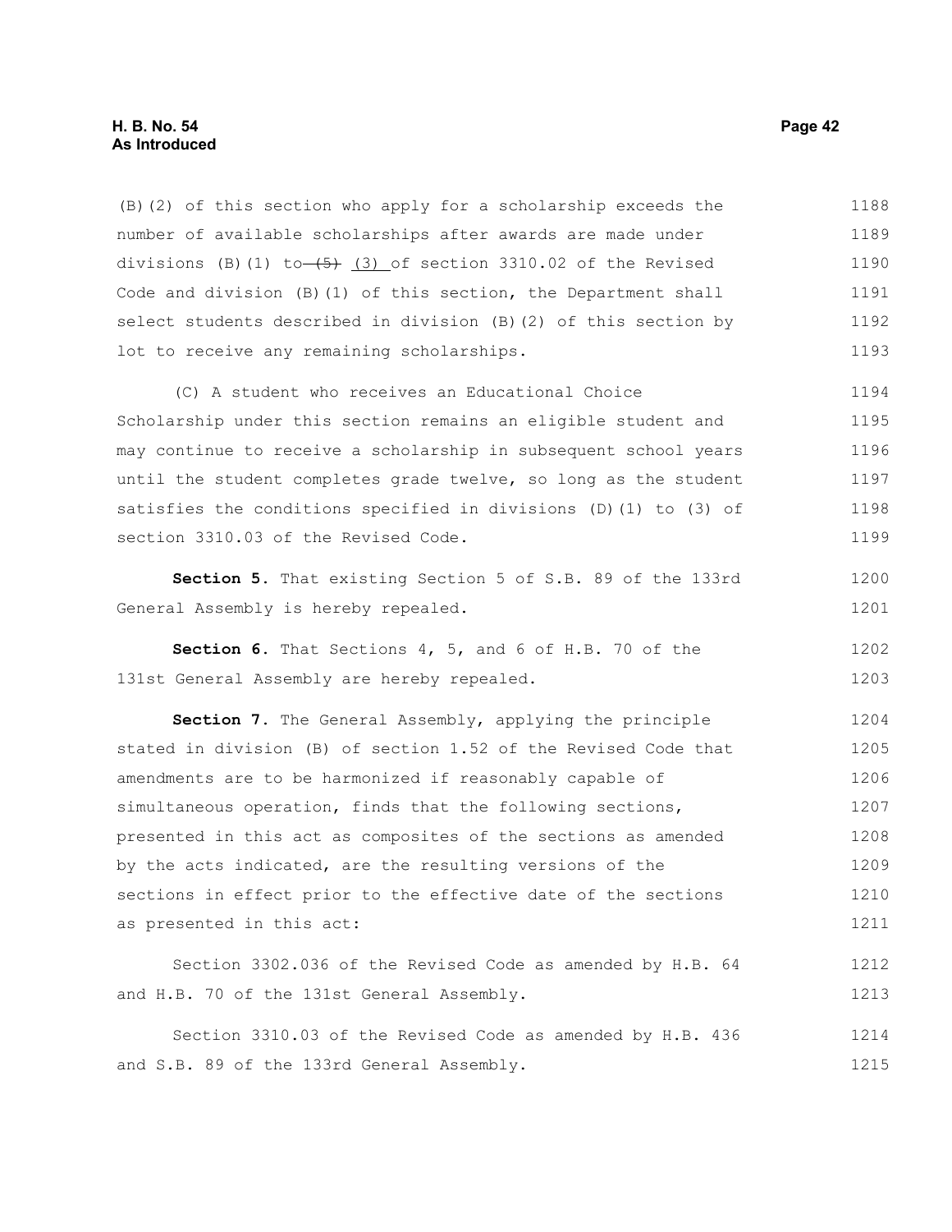(B)(2) of this section who apply for a scholarship exceeds the number of available scholarships after awards are made under divisions (B)(1) to ~~(5)~~ (3) of section 3310.02 of the Revised Code and division (B)(1) of this section, the Department shall select students described in division (B)(2) of this section by lot to receive any remaining scholarships.

(C) A student who receives an Educational Choice Scholarship under this section remains an eligible student and may continue to receive a scholarship in subsequent school years until the student completes grade twelve, so long as the student satisfies the conditions specified in divisions (D)(1) to (3) of section 3310.03 of the Revised Code.

**Section 5.** That existing Section 5 of S.B. 89 of the 133rd General Assembly is hereby repealed.

**Section 6.** That Sections 4, 5, and 6 of H.B. 70 of the 131st General Assembly are hereby repealed.

**Section 7.** The General Assembly, applying the principle stated in division (B) of section 1.52 of the Revised Code that amendments are to be harmonized if reasonably capable of simultaneous operation, finds that the following sections, presented in this act as composites of the sections as amended by the acts indicated, are the resulting versions of the sections in effect prior to the effective date of the sections as presented in this act:

Section 3302.036 of the Revised Code as amended by H.B. 64 and H.B. 70 of the 131st General Assembly.

Section 3310.03 of the Revised Code as amended by H.B. 436 and S.B. 89 of the 133rd General Assembly.